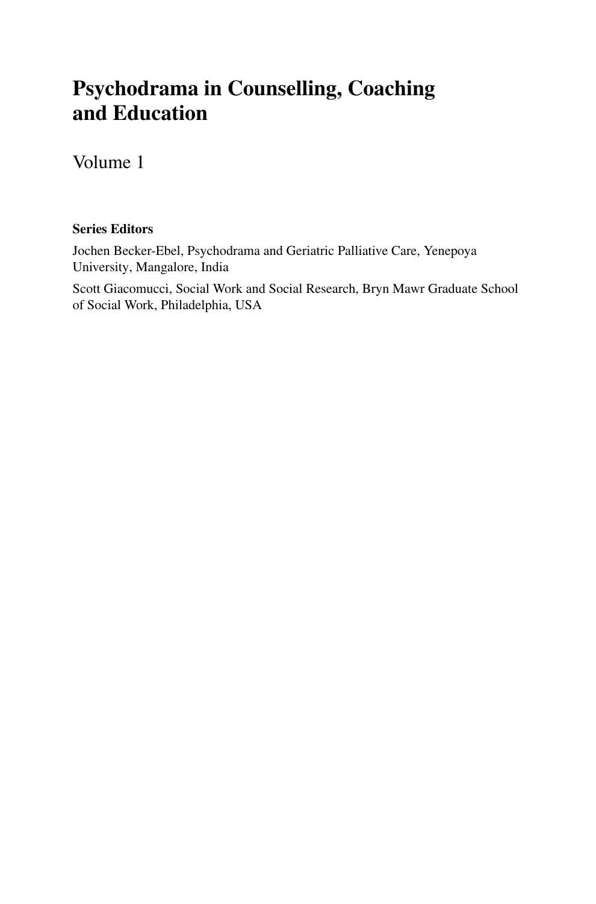# Psychodrama in Counselling, Coaching and Education

Volume 1

**Series Editors**

Jochen Becker-Ebel, Psychodrama and Geriatric Palliative Care, Yenepoya University, Mangalore, India

Scott Giacomucci, Social Work and Social Research, Bryn Mawr Graduate School of Social Work, Philadelphia, USA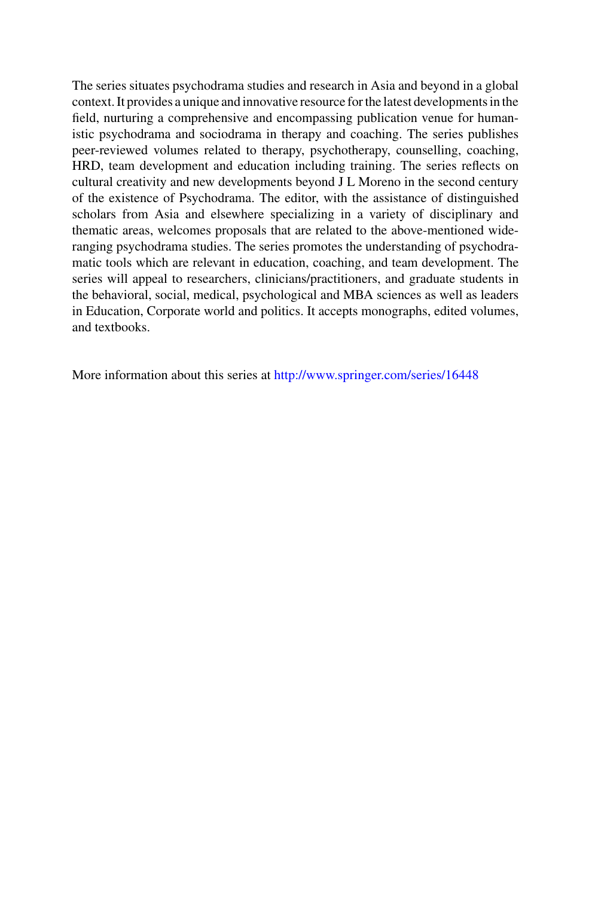The series situates psychodrama studies and research in Asia and beyond in a global context. It provides a unique and innovative resource for the latest developments in the field, nurturing a comprehensive and encompassing publication venue for humanistic psychodrama and sociodrama in therapy and coaching. The series publishes peer-reviewed volumes related to therapy, psychotherapy, counselling, coaching, HRD, team development and education including training. The series reflects on cultural creativity and new developments beyond J L Moreno in the second century of the existence of Psychodrama. The editor, with the assistance of distinguished scholars from Asia and elsewhere specializing in a variety of disciplinary and thematic areas, welcomes proposals that are related to the above-mentioned wide-ranging psychodrama studies. The series promotes the understanding of psychodramatic tools which are relevant in education, coaching, and team development. The series will appeal to researchers, clinicians/practitioners, and graduate students in the behavioral, social, medical, psychological and MBA sciences as well as leaders in Education, Corporate world and politics. It accepts monographs, edited volumes, and textbooks.

More information about this series at http://www.springer.com/series/16448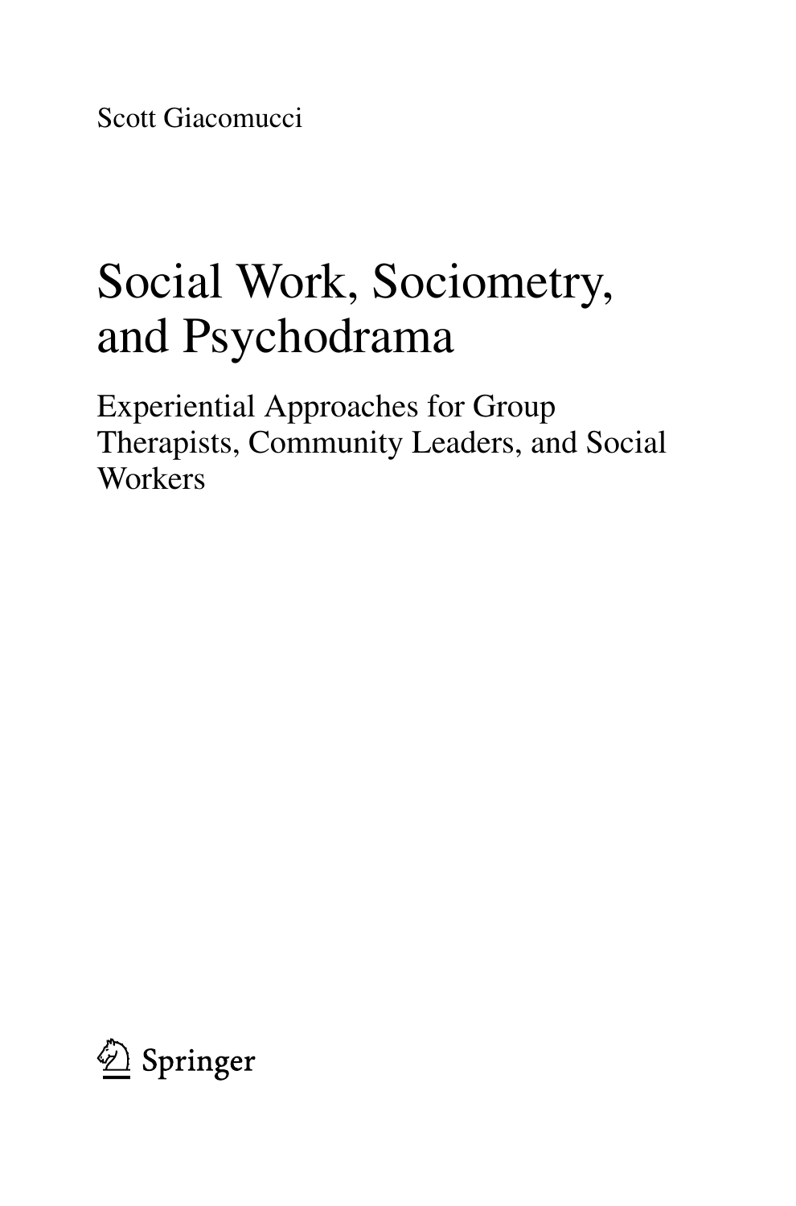Scott Giacomucci

# Social Work, Sociometry, and Psychodrama

## Experiential Approaches for Group Therapists, Community Leaders, and Social Workers

Springer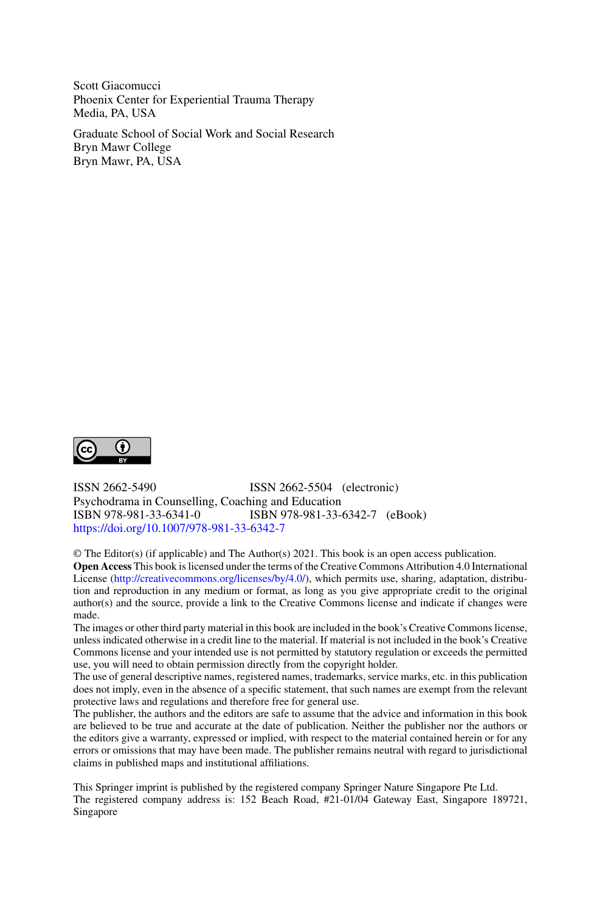Scott Giacomucci
Phoenix Center for Experiential Trauma Therapy
Media, PA, USA

Graduate School of Social Work and Social Research
Bryn Mawr College
Bryn Mawr, PA, USA

ISSN 2662-5490 ISSN 2662-5504 (electronic)
Psychodrama in Counselling, Coaching and Education
ISBN 978-981-33-6341-0 ISBN 978-981-33-6342-7 (eBook)
https://doi.org/10.1007/978-981-33-6342-7

© The Editor(s) (if applicable) and The Author(s) 2021. This book is an open access publication.

**Open Access** This book is licensed under the terms of the Creative Commons Attribution 4.0 International License (http://creativecommons.org/licenses/by/4.0/), which permits use, sharing, adaptation, distribution and reproduction in any medium or format, as long as you give appropriate credit to the original author(s) and the source, provide a link to the Creative Commons license and indicate if changes were made.

The images or other third party material in this book are included in the book's Creative Commons license, unless indicated otherwise in a credit line to the material. If material is not included in the book's Creative Commons license and your intended use is not permitted by statutory regulation or exceeds the permitted use, you will need to obtain permission directly from the copyright holder.

The use of general descriptive names, registered names, trademarks, service marks, etc. in this publication does not imply, even in the absence of a specific statement, that such names are exempt from the relevant protective laws and regulations and therefore free for general use.

The publisher, the authors and the editors are safe to assume that the advice and information in this book are believed to be true and accurate at the date of publication. Neither the publisher nor the authors or the editors give a warranty, expressed or implied, with respect to the material contained herein or for any errors or omissions that may have been made. The publisher remains neutral with regard to jurisdictional claims in published maps and institutional affiliations.

This Springer imprint is published by the registered company Springer Nature Singapore Pte Ltd.
The registered company address is: 152 Beach Road, #21-01/04 Gateway East, Singapore 189721, Singapore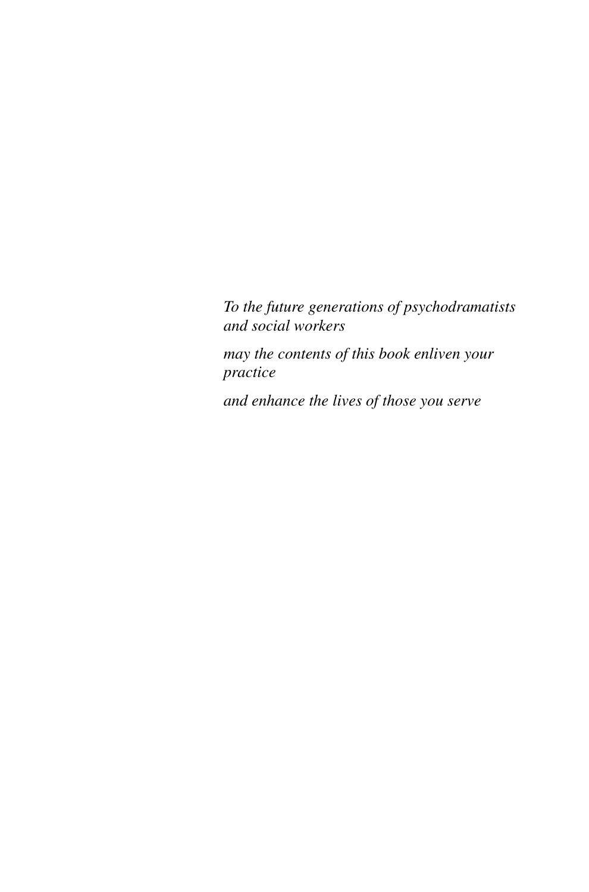*To the future generations of psychodramatists and social workers*

*may the contents of this book enliven your practice*

*and enhance the lives of those you serve*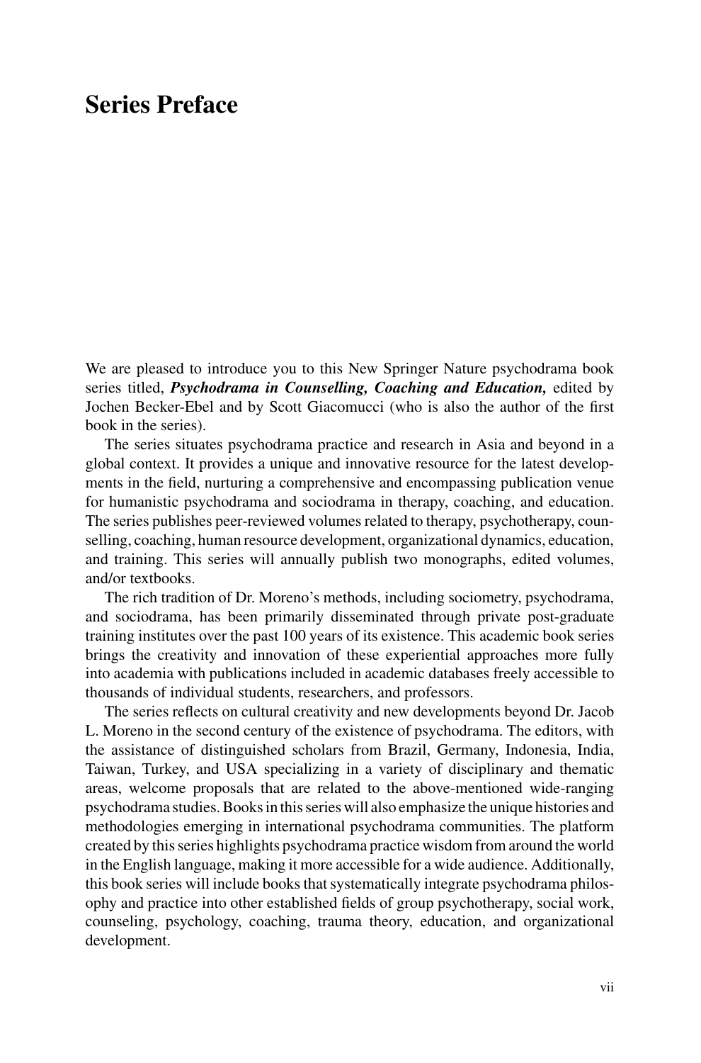# Series Preface

We are pleased to introduce you to this New Springer Nature psychodrama book series titled, ***Psychodrama in Counselling, Coaching and Education,*** edited by Jochen Becker-Ebel and by Scott Giacomucci (who is also the author of the first book in the series).

The series situates psychodrama practice and research in Asia and beyond in a global context. It provides a unique and innovative resource for the latest developments in the field, nurturing a comprehensive and encompassing publication venue for humanistic psychodrama and sociodrama in therapy, coaching, and education. The series publishes peer-reviewed volumes related to therapy, psychotherapy, counselling, coaching, human resource development, organizational dynamics, education, and training. This series will annually publish two monographs, edited volumes, and/or textbooks.

The rich tradition of Dr. Moreno's methods, including sociometry, psychodrama, and sociodrama, has been primarily disseminated through private post-graduate training institutes over the past 100 years of its existence. This academic book series brings the creativity and innovation of these experiential approaches more fully into academia with publications included in academic databases freely accessible to thousands of individual students, researchers, and professors.

The series reflects on cultural creativity and new developments beyond Dr. Jacob L. Moreno in the second century of the existence of psychodrama. The editors, with the assistance of distinguished scholars from Brazil, Germany, Indonesia, India, Taiwan, Turkey, and USA specializing in a variety of disciplinary and thematic areas, welcome proposals that are related to the above-mentioned wide-ranging psychodrama studies. Books in this series will also emphasize the unique histories and methodologies emerging in international psychodrama communities. The platform created by this series highlights psychodrama practice wisdom from around the world in the English language, making it more accessible for a wide audience. Additionally, this book series will include books that systematically integrate psychodrama philosophy and practice into other established fields of group psychotherapy, social work, counseling, psychology, coaching, trauma theory, education, and organizational development.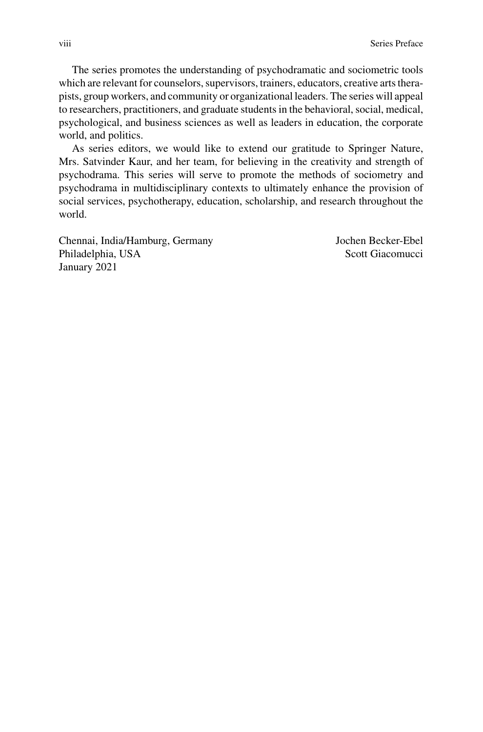The series promotes the understanding of psychodramatic and sociometric tools which are relevant for counselors, supervisors, trainers, educators, creative arts therapists, group workers, and community or organizational leaders. The series will appeal to researchers, practitioners, and graduate students in the behavioral, social, medical, psychological, and business sciences as well as leaders in education, the corporate world, and politics.

As series editors, we would like to extend our gratitude to Springer Nature, Mrs. Satvinder Kaur, and her team, for believing in the creativity and strength of psychodrama. This series will serve to promote the methods of sociometry and psychodrama in multidisciplinary contexts to ultimately enhance the provision of social services, psychotherapy, education, scholarship, and research throughout the world.

Chennai, India/Hamburg, Germany — Jochen Becker-Ebel
Philadelphia, USA — Scott Giacomucci
January 2021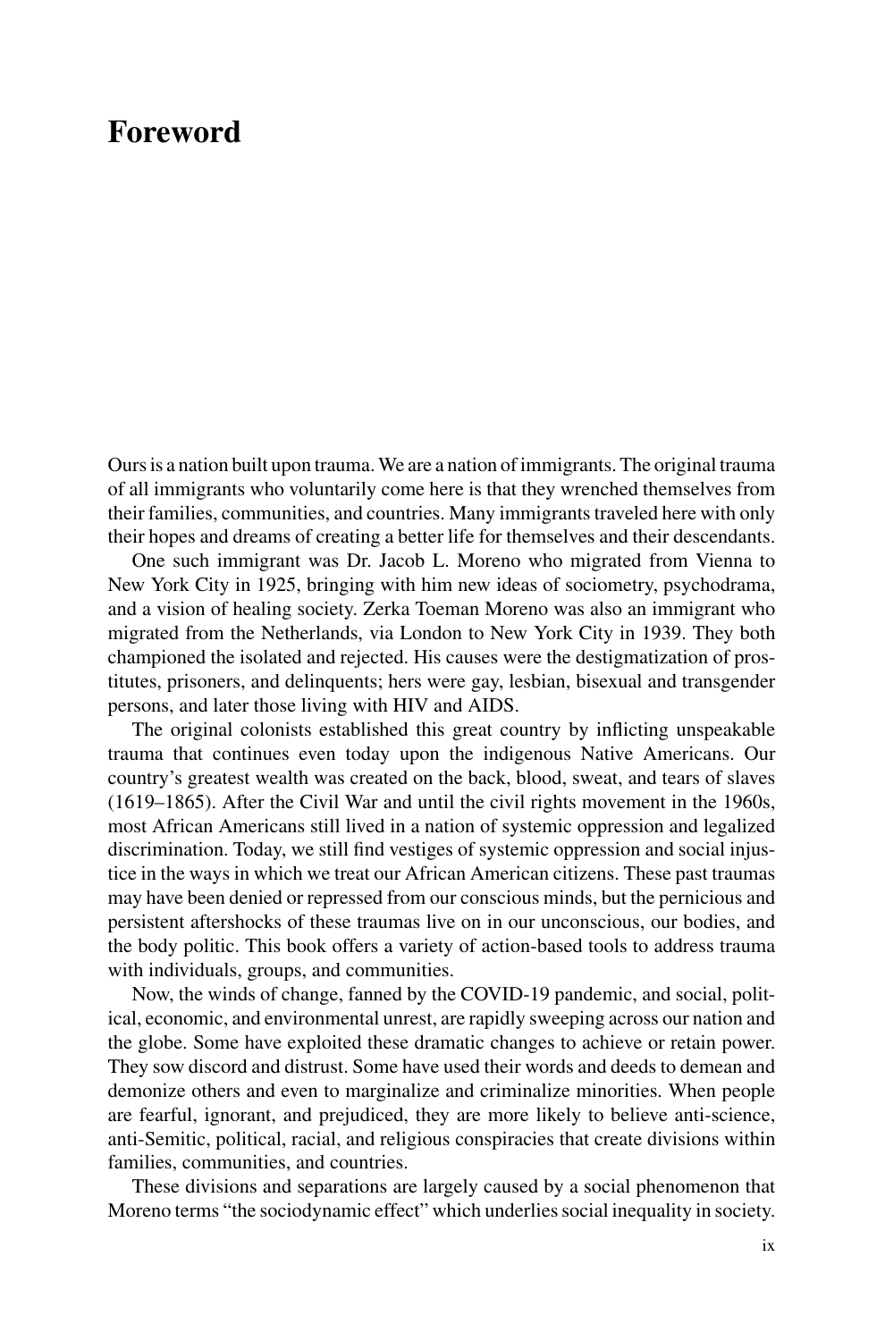# Foreword

Ours is a nation built upon trauma. We are a nation of immigrants. The original trauma of all immigrants who voluntarily come here is that they wrenched themselves from their families, communities, and countries. Many immigrants traveled here with only their hopes and dreams of creating a better life for themselves and their descendants.

One such immigrant was Dr. Jacob L. Moreno who migrated from Vienna to New York City in 1925, bringing with him new ideas of sociometry, psychodrama, and a vision of healing society. Zerka Toeman Moreno was also an immigrant who migrated from the Netherlands, via London to New York City in 1939. They both championed the isolated and rejected. His causes were the destigmatization of prostitutes, prisoners, and delinquents; hers were gay, lesbian, bisexual and transgender persons, and later those living with HIV and AIDS.

The original colonists established this great country by inflicting unspeakable trauma that continues even today upon the indigenous Native Americans. Our country's greatest wealth was created on the back, blood, sweat, and tears of slaves (1619–1865). After the Civil War and until the civil rights movement in the 1960s, most African Americans still lived in a nation of systemic oppression and legalized discrimination. Today, we still find vestiges of systemic oppression and social injustice in the ways in which we treat our African American citizens. These past traumas may have been denied or repressed from our conscious minds, but the pernicious and persistent aftershocks of these traumas live on in our unconscious, our bodies, and the body politic. This book offers a variety of action-based tools to address trauma with individuals, groups, and communities.

Now, the winds of change, fanned by the COVID-19 pandemic, and social, political, economic, and environmental unrest, are rapidly sweeping across our nation and the globe. Some have exploited these dramatic changes to achieve or retain power. They sow discord and distrust. Some have used their words and deeds to demean and demonize others and even to marginalize and criminalize minorities. When people are fearful, ignorant, and prejudiced, they are more likely to believe anti-science, anti-Semitic, political, racial, and religious conspiracies that create divisions within families, communities, and countries.

These divisions and separations are largely caused by a social phenomenon that Moreno terms "the sociodynamic effect" which underlies social inequality in society.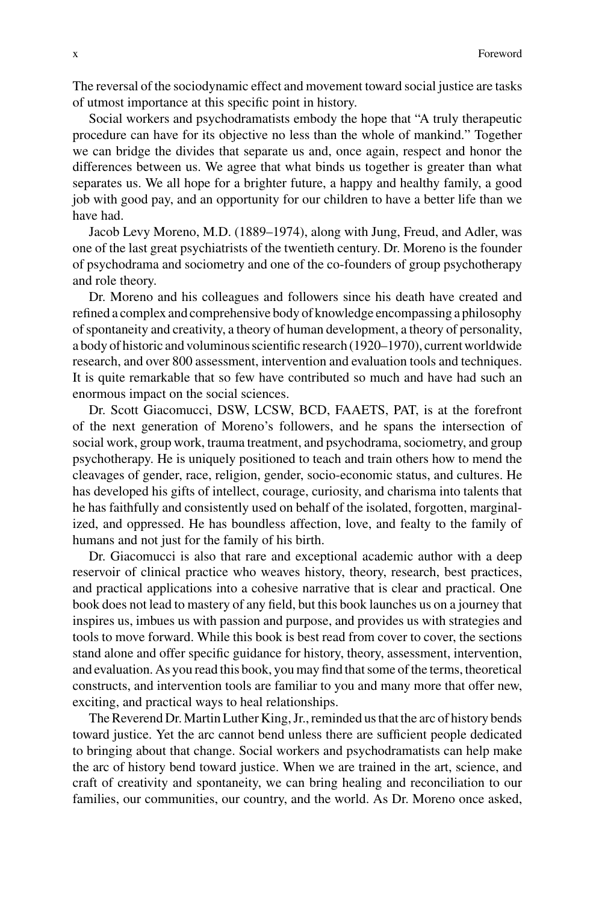The reversal of the sociodynamic effect and movement toward social justice are tasks of utmost importance at this specific point in history.

Social workers and psychodramatists embody the hope that "A truly therapeutic procedure can have for its objective no less than the whole of mankind." Together we can bridge the divides that separate us and, once again, respect and honor the differences between us. We agree that what binds us together is greater than what separates us. We all hope for a brighter future, a happy and healthy family, a good job with good pay, and an opportunity for our children to have a better life than we have had.

Jacob Levy Moreno, M.D. (1889–1974), along with Jung, Freud, and Adler, was one of the last great psychiatrists of the twentieth century. Dr. Moreno is the founder of psychodrama and sociometry and one of the co-founders of group psychotherapy and role theory.

Dr. Moreno and his colleagues and followers since his death have created and refined a complex and comprehensive body of knowledge encompassing a philosophy of spontaneity and creativity, a theory of human development, a theory of personality, a body of historic and voluminous scientific research (1920–1970), current worldwide research, and over 800 assessment, intervention and evaluation tools and techniques. It is quite remarkable that so few have contributed so much and have had such an enormous impact on the social sciences.

Dr. Scott Giacomucci, DSW, LCSW, BCD, FAAETS, PAT, is at the forefront of the next generation of Moreno's followers, and he spans the intersection of social work, group work, trauma treatment, and psychodrama, sociometry, and group psychotherapy. He is uniquely positioned to teach and train others how to mend the cleavages of gender, race, religion, gender, socio-economic status, and cultures. He has developed his gifts of intellect, courage, curiosity, and charisma into talents that he has faithfully and consistently used on behalf of the isolated, forgotten, marginalized, and oppressed. He has boundless affection, love, and fealty to the family of humans and not just for the family of his birth.

Dr. Giacomucci is also that rare and exceptional academic author with a deep reservoir of clinical practice who weaves history, theory, research, best practices, and practical applications into a cohesive narrative that is clear and practical. One book does not lead to mastery of any field, but this book launches us on a journey that inspires us, imbues us with passion and purpose, and provides us with strategies and tools to move forward. While this book is best read from cover to cover, the sections stand alone and offer specific guidance for history, theory, assessment, intervention, and evaluation. As you read this book, you may find that some of the terms, theoretical constructs, and intervention tools are familiar to you and many more that offer new, exciting, and practical ways to heal relationships.

The Reverend Dr. Martin Luther King, Jr., reminded us that the arc of history bends toward justice. Yet the arc cannot bend unless there are sufficient people dedicated to bringing about that change. Social workers and psychodramatists can help make the arc of history bend toward justice. When we are trained in the art, science, and craft of creativity and spontaneity, we can bring healing and reconciliation to our families, our communities, our country, and the world. As Dr. Moreno once asked,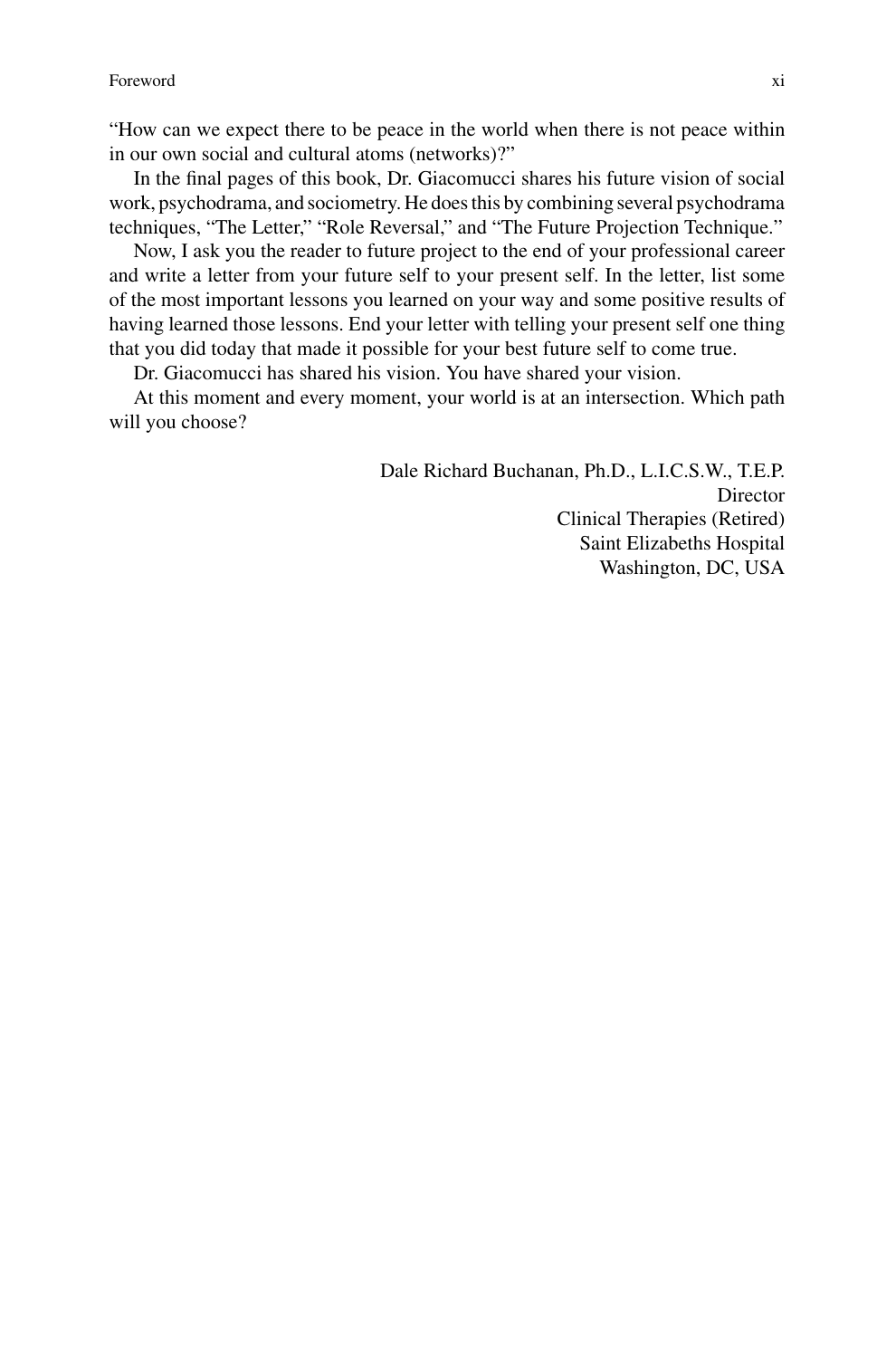"How can we expect there to be peace in the world when there is not peace within in our own social and cultural atoms (networks)?"

In the final pages of this book, Dr. Giacomucci shares his future vision of social work, psychodrama, and sociometry. He does this by combining several psychodrama techniques, "The Letter," "Role Reversal," and "The Future Projection Technique."

Now, I ask you the reader to future project to the end of your professional career and write a letter from your future self to your present self. In the letter, list some of the most important lessons you learned on your way and some positive results of having learned those lessons. End your letter with telling your present self one thing that you did today that made it possible for your best future self to come true.

Dr. Giacomucci has shared his vision. You have shared your vision.

At this moment and every moment, your world is at an intersection. Which path will you choose?

Dale Richard Buchanan, Ph.D., L.I.C.S.W., T.E.P.
Director
Clinical Therapies (Retired)
Saint Elizabeths Hospital
Washington, DC, USA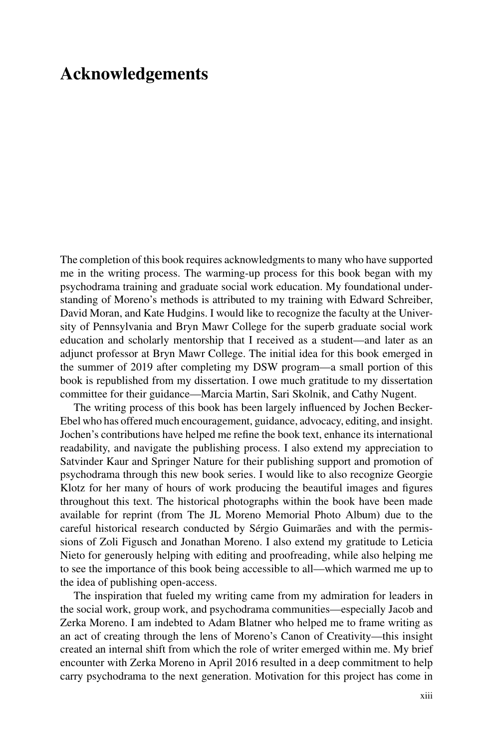# Acknowledgements

The completion of this book requires acknowledgments to many who have supported me in the writing process. The warming-up process for this book began with my psychodrama training and graduate social work education. My foundational understanding of Moreno's methods is attributed to my training with Edward Schreiber, David Moran, and Kate Hudgins. I would like to recognize the faculty at the University of Pennsylvania and Bryn Mawr College for the superb graduate social work education and scholarly mentorship that I received as a student—and later as an adjunct professor at Bryn Mawr College. The initial idea for this book emerged in the summer of 2019 after completing my DSW program—a small portion of this book is republished from my dissertation. I owe much gratitude to my dissertation committee for their guidance—Marcia Martin, Sari Skolnik, and Cathy Nugent.

The writing process of this book has been largely influenced by Jochen Becker-Ebel who has offered much encouragement, guidance, advocacy, editing, and insight. Jochen's contributions have helped me refine the book text, enhance its international readability, and navigate the publishing process. I also extend my appreciation to Satvinder Kaur and Springer Nature for their publishing support and promotion of psychodrama through this new book series. I would like to also recognize Georgie Klotz for her many of hours of work producing the beautiful images and figures throughout this text. The historical photographs within the book have been made available for reprint (from The JL Moreno Memorial Photo Album) due to the careful historical research conducted by Sérgio Guimarães and with the permissions of Zoli Figusch and Jonathan Moreno. I also extend my gratitude to Leticia Nieto for generously helping with editing and proofreading, while also helping me to see the importance of this book being accessible to all—which warmed me up to the idea of publishing open-access.

The inspiration that fueled my writing came from my admiration for leaders in the social work, group work, and psychodrama communities—especially Jacob and Zerka Moreno. I am indebted to Adam Blatner who helped me to frame writing as an act of creating through the lens of Moreno's Canon of Creativity—this insight created an internal shift from which the role of writer emerged within me. My brief encounter with Zerka Moreno in April 2016 resulted in a deep commitment to help carry psychodrama to the next generation. Motivation for this project has come in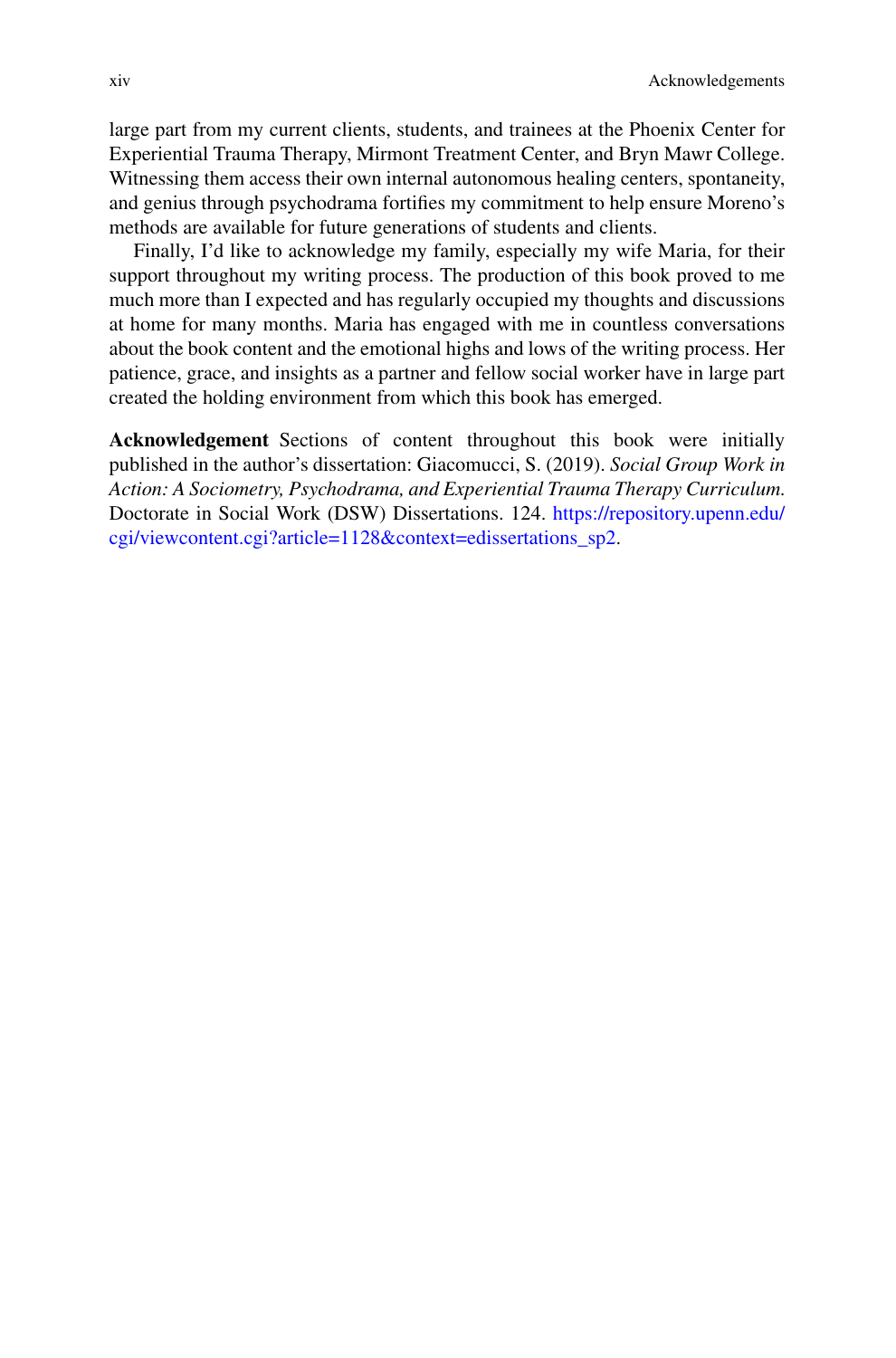large part from my current clients, students, and trainees at the Phoenix Center for Experiential Trauma Therapy, Mirmont Treatment Center, and Bryn Mawr College. Witnessing them access their own internal autonomous healing centers, spontaneity, and genius through psychodrama fortifies my commitment to help ensure Moreno's methods are available for future generations of students and clients.

Finally, I'd like to acknowledge my family, especially my wife Maria, for their support throughout my writing process. The production of this book proved to me much more than I expected and has regularly occupied my thoughts and discussions at home for many months. Maria has engaged with me in countless conversations about the book content and the emotional highs and lows of the writing process. Her patience, grace, and insights as a partner and fellow social worker have in large part created the holding environment from which this book has emerged.

**Acknowledgement** Sections of content throughout this book were initially published in the author's dissertation: Giacomucci, S. (2019). *Social Group Work in Action: A Sociometry, Psychodrama, and Experiential Trauma Therapy Curriculum.* Doctorate in Social Work (DSW) Dissertations. 124. https://repository.upenn.edu/cgi/viewcontent.cgi?article=1128&context=edissertations_sp2.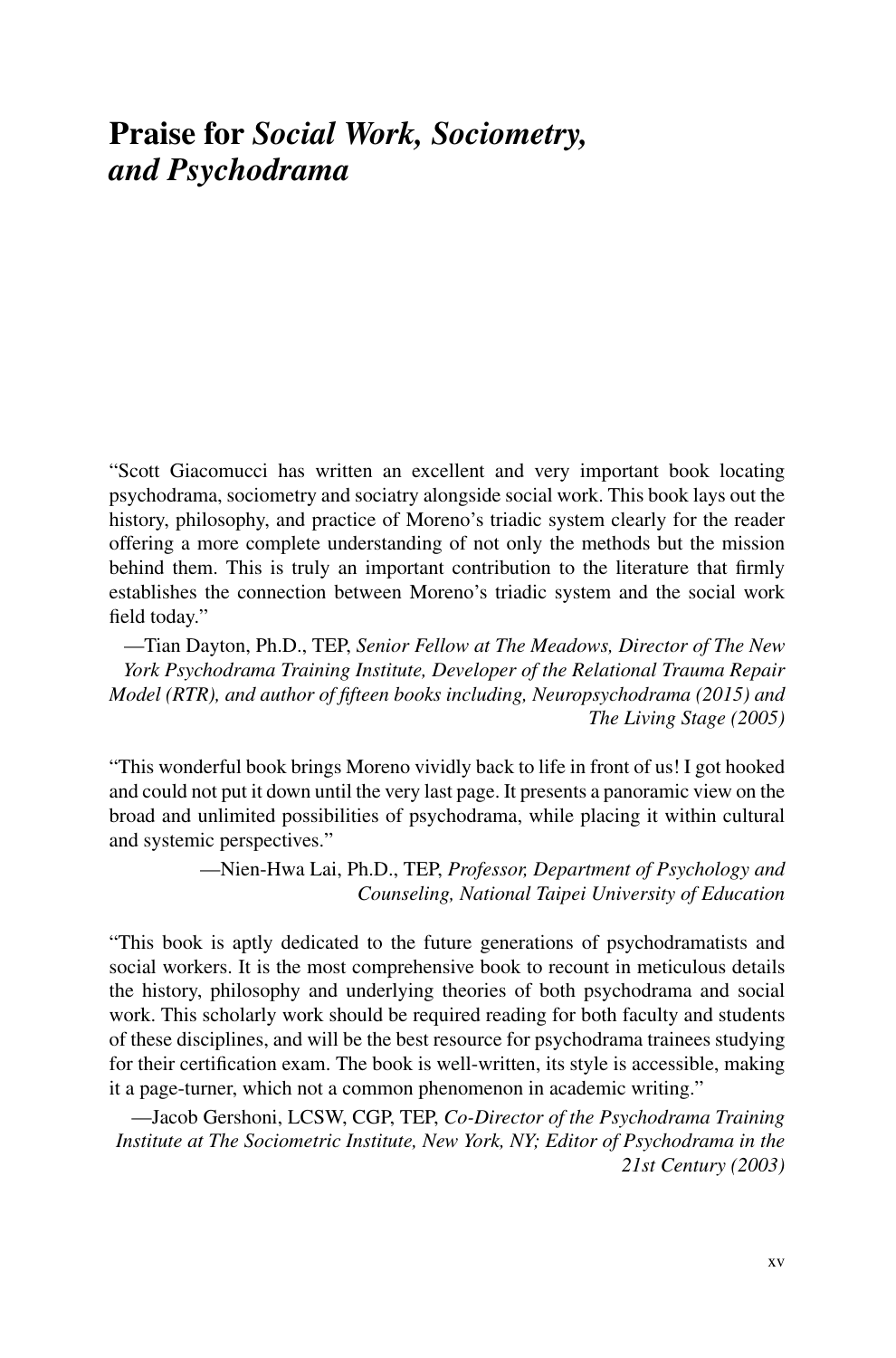# Praise for *Social Work, Sociometry, and Psychodrama*

"Scott Giacomucci has written an excellent and very important book locating psychodrama, sociometry and sociatry alongside social work. This book lays out the history, philosophy, and practice of Moreno's triadic system clearly for the reader offering a more complete understanding of not only the methods but the mission behind them. This is truly an important contribution to the literature that firmly establishes the connection between Moreno's triadic system and the social work field today."

—Tian Dayton, Ph.D., TEP, *Senior Fellow at The Meadows, Director of The New York Psychodrama Training Institute, Developer of the Relational Trauma Repair Model (RTR), and author of fifteen books including, Neuropsychodrama (2015) and The Living Stage (2005)*

"This wonderful book brings Moreno vividly back to life in front of us! I got hooked and could not put it down until the very last page. It presents a panoramic view on the broad and unlimited possibilities of psychodrama, while placing it within cultural and systemic perspectives."

—Nien-Hwa Lai, Ph.D., TEP, *Professor, Department of Psychology and Counseling, National Taipei University of Education*

"This book is aptly dedicated to the future generations of psychodramatists and social workers. It is the most comprehensive book to recount in meticulous details the history, philosophy and underlying theories of both psychodrama and social work. This scholarly work should be required reading for both faculty and students of these disciplines, and will be the best resource for psychodrama trainees studying for their certification exam. The book is well-written, its style is accessible, making it a page-turner, which not a common phenomenon in academic writing."

—Jacob Gershoni, LCSW, CGP, TEP, *Co-Director of the Psychodrama Training Institute at The Sociometric Institute, New York, NY; Editor of Psychodrama in the 21st Century (2003)*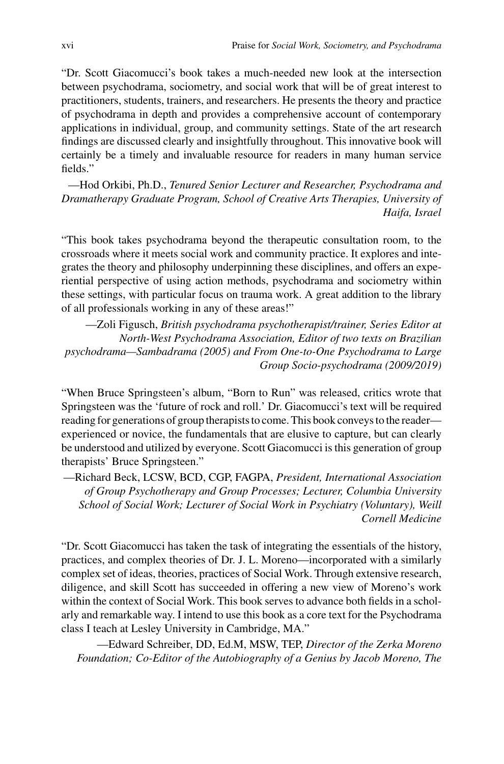"Dr. Scott Giacomucci's book takes a much-needed new look at the intersection between psychodrama, sociometry, and social work that will be of great interest to practitioners, students, trainers, and researchers. He presents the theory and practice of psychodrama in depth and provides a comprehensive account of contemporary applications in individual, group, and community settings. State of the art research findings are discussed clearly and insightfully throughout. This innovative book will certainly be a timely and invaluable resource for readers in many human service fields."

—Hod Orkibi, Ph.D., *Tenured Senior Lecturer and Researcher, Psychodrama and Dramatherapy Graduate Program, School of Creative Arts Therapies, University of Haifa, Israel*

"This book takes psychodrama beyond the therapeutic consultation room, to the crossroads where it meets social work and community practice. It explores and integrates the theory and philosophy underpinning these disciplines, and offers an experiential perspective of using action methods, psychodrama and sociometry within these settings, with particular focus on trauma work. A great addition to the library of all professionals working in any of these areas!"

—Zoli Figusch, *British psychodrama psychotherapist/trainer, Series Editor at North-West Psychodrama Association, Editor of two texts on Brazilian psychodrama—Sambadrama (2005) and From One-to-One Psychodrama to Large Group Socio-psychodrama (2009/2019)*

"When Bruce Springsteen's album, "Born to Run" was released, critics wrote that Springsteen was the 'future of rock and roll.' Dr. Giacomucci's text will be required reading for generations of group therapists to come. This book conveys to the reader—experienced or novice, the fundamentals that are elusive to capture, but can clearly be understood and utilized by everyone. Scott Giacomucci is this generation of group therapists' Bruce Springsteen."

—Richard Beck, LCSW, BCD, CGP, FAGPA, *President, International Association of Group Psychotherapy and Group Processes; Lecturer, Columbia University School of Social Work; Lecturer of Social Work in Psychiatry (Voluntary), Weill Cornell Medicine*

"Dr. Scott Giacomucci has taken the task of integrating the essentials of the history, practices, and complex theories of Dr. J. L. Moreno—incorporated with a similarly complex set of ideas, theories, practices of Social Work. Through extensive research, diligence, and skill Scott has succeeded in offering a new view of Moreno's work within the context of Social Work. This book serves to advance both fields in a scholarly and remarkable way. I intend to use this book as a core text for the Psychodrama class I teach at Lesley University in Cambridge, MA."

—Edward Schreiber, DD, Ed.M, MSW, TEP, *Director of the Zerka Moreno Foundation; Co-Editor of the Autobiography of a Genius by Jacob Moreno, The*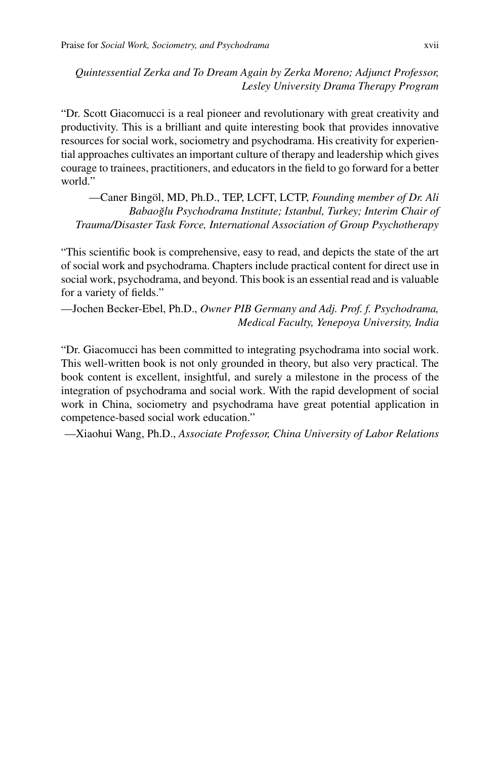*Quintessential Zerka and To Dream Again by Zerka Moreno; Adjunct Professor, Lesley University Drama Therapy Program*

"Dr. Scott Giacomucci is a real pioneer and revolutionary with great creativity and productivity. This is a brilliant and quite interesting book that provides innovative resources for social work, sociometry and psychodrama. His creativity for experiential approaches cultivates an important culture of therapy and leadership which gives courage to trainees, practitioners, and educators in the field to go forward for a better world."

—Caner Bingöl, MD, Ph.D., TEP, LCFT, LCTP, *Founding member of Dr. Ali Babaoğlu Psychodrama Institute; Istanbul, Turkey; Interim Chair of Trauma/Disaster Task Force, International Association of Group Psychotherapy*

"This scientific book is comprehensive, easy to read, and depicts the state of the art of social work and psychodrama. Chapters include practical content for direct use in social work, psychodrama, and beyond. This book is an essential read and is valuable for a variety of fields."

—Jochen Becker-Ebel, Ph.D., *Owner PIB Germany and Adj. Prof. f. Psychodrama, Medical Faculty, Yenepoya University, India*

"Dr. Giacomucci has been committed to integrating psychodrama into social work. This well-written book is not only grounded in theory, but also very practical. The book content is excellent, insightful, and surely a milestone in the process of the integration of psychodrama and social work. With the rapid development of social work in China, sociometry and psychodrama have great potential application in competence-based social work education."

—Xiaohui Wang, Ph.D., *Associate Professor, China University of Labor Relations*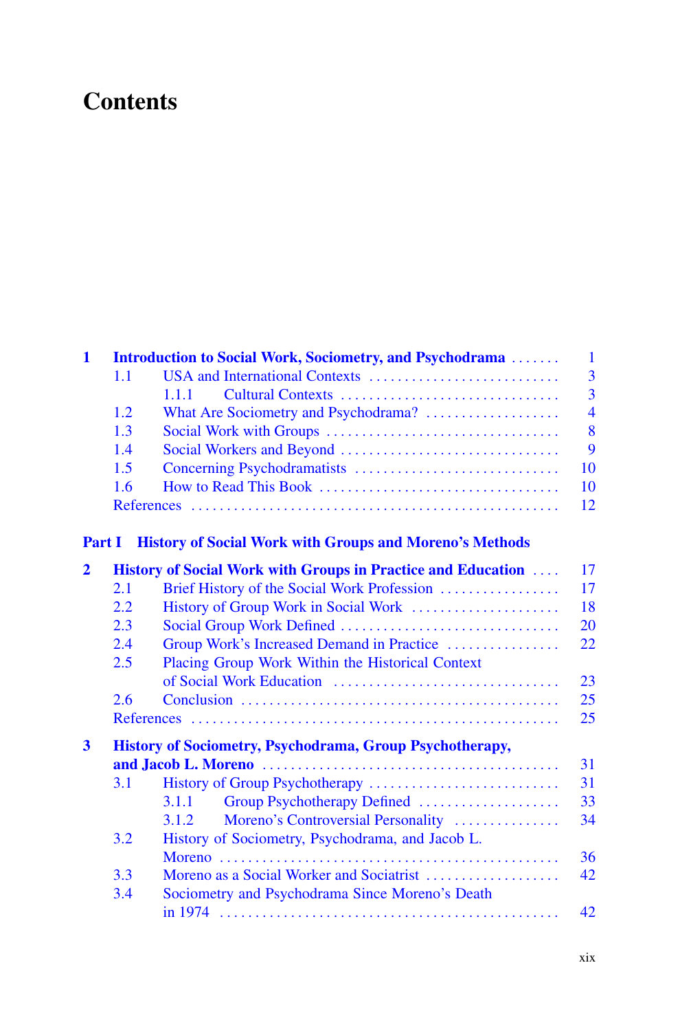# Contents

**1 Introduction to Social Work, Sociometry, and Psychodrama** ....... 1
- 1.1 USA and International Contexts ........................... 3
  - 1.1.1 Cultural Contexts ............................... 3
- 1.2 What Are Sociometry and Psychodrama? ................... 4
- 1.3 Social Work with Groups ................................. 8
- 1.4 Social Workers and Beyond ............................... 9
- 1.5 Concerning Psychodramatists ............................. 10
- 1.6 How to Read This Book ................................... 10
- References ................................................... 12

**Part I History of Social Work with Groups and Moreno's Methods**

**2 History of Social Work with Groups in Practice and Education** .... 17
- 2.1 Brief History of the Social Work Profession ................ 17
- 2.2 History of Group Work in Social Work ..................... 18
- 2.3 Social Group Work Defined ............................... 20
- 2.4 Group Work's Increased Demand in Practice ................ 22
- 2.5 Placing Group Work Within the Historical Context of Social Work Education ................................ 23
- 2.6 Conclusion ............................................ 25
- References ................................................... 25

**3 History of Sociometry, Psychodrama, Group Psychotherapy, and Jacob L. Moreno** ......................................... 31
- 3.1 History of Group Psychotherapy ........................... 31
  - 3.1.1 Group Psychotherapy Defined .................... 33
  - 3.1.2 Moreno's Controversial Personality ............... 34
- 3.2 History of Sociometry, Psychodrama, and Jacob L. Moreno ............................................... 36
- 3.3 Moreno as a Social Worker and Sociatrist ................... 42
- 3.4 Sociometry and Psychodrama Since Moreno's Death in 1974 ............................................... 42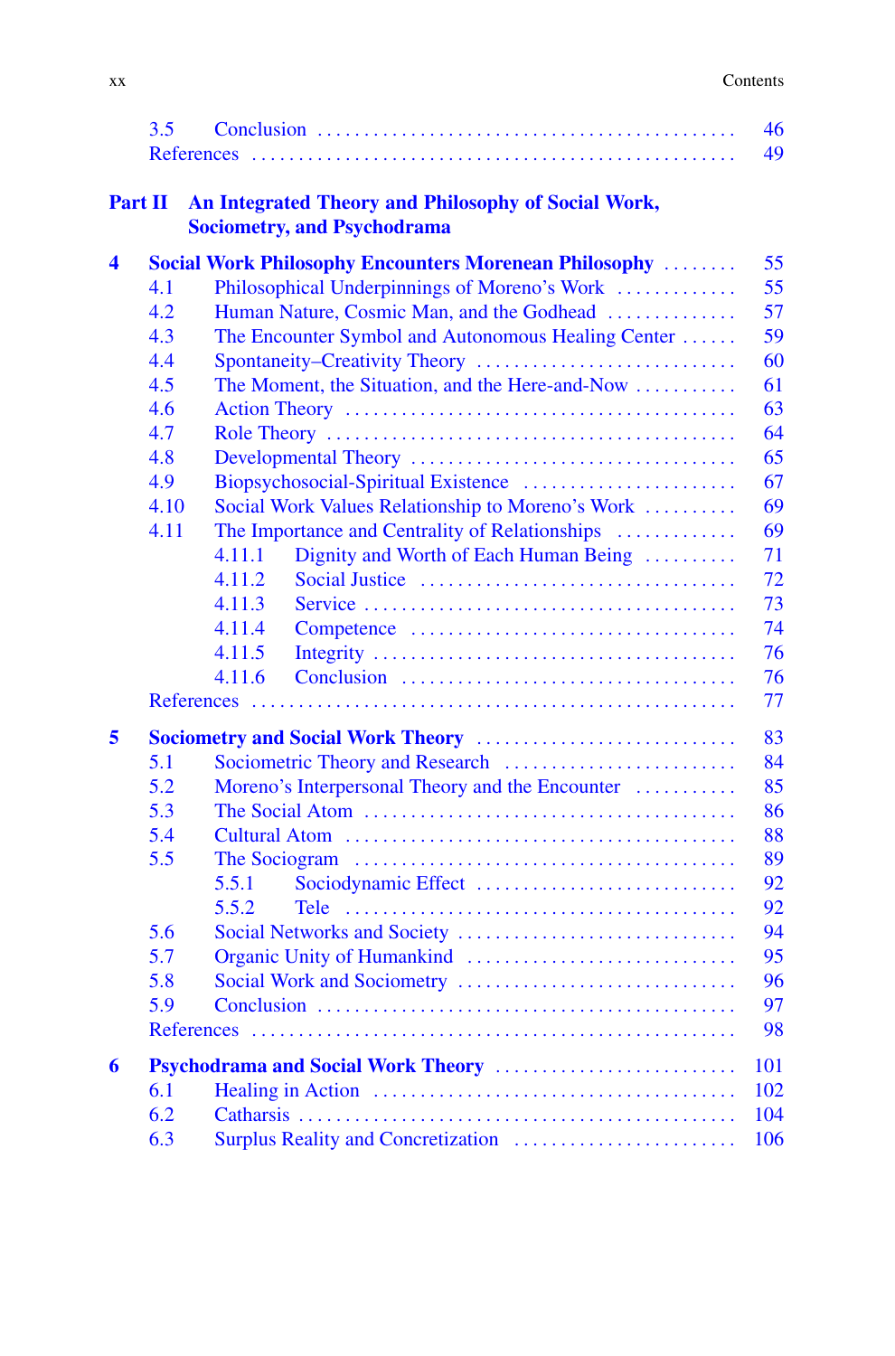3.5 Conclusion . . . . . . . . . . 46
References . . . . . . . . . . 49

**Part II An Integrated Theory and Philosophy of Social Work, Sociometry, and Psychodrama**

**4 Social Work Philosophy Encounters Morenean Philosophy . . . . . . . . 55**

4.1 Philosophical Underpinnings of Moreno's Work . . . . . . . . . . 55
4.2 Human Nature, Cosmic Man, and the Godhead . . . . . . . . . . 57
4.3 The Encounter Symbol and Autonomous Healing Center . . . . . . 59
4.4 Spontaneity–Creativity Theory . . . . . . . . . . 60
4.5 The Moment, the Situation, and the Here-and-Now . . . . . . . . . . 61
4.6 Action Theory . . . . . . . . . . 63
4.7 Role Theory . . . . . . . . . . 64
4.8 Developmental Theory . . . . . . . . . . 65
4.9 Biopsychosocial-Spiritual Existence . . . . . . . . . . 67
4.10 Social Work Values Relationship to Moreno's Work . . . . . . . . . . 69
4.11 The Importance and Centrality of Relationships . . . . . . . . . . 69
4.11.1 Dignity and Worth of Each Human Being . . . . . . . . . . 71
4.11.2 Social Justice . . . . . . . . . . 72
4.11.3 Service . . . . . . . . . . 73
4.11.4 Competence . . . . . . . . . . 74
4.11.5 Integrity . . . . . . . . . . 76
4.11.6 Conclusion . . . . . . . . . . 76
References . . . . . . . . . . 77

**5 Sociometry and Social Work Theory . . . . . . . . . . 83**

5.1 Sociometric Theory and Research . . . . . . . . . . 84
5.2 Moreno's Interpersonal Theory and the Encounter . . . . . . . . . . 85
5.3 The Social Atom . . . . . . . . . . 86
5.4 Cultural Atom . . . . . . . . . . 88
5.5 The Sociogram . . . . . . . . . . 89
5.5.1 Sociodynamic Effect . . . . . . . . . . 92
5.5.2 Tele . . . . . . . . . . 92
5.6 Social Networks and Society . . . . . . . . . . 94
5.7 Organic Unity of Humankind . . . . . . . . . . 95
5.8 Social Work and Sociometry . . . . . . . . . . 96
5.9 Conclusion . . . . . . . . . . 97
References . . . . . . . . . . 98

**6 Psychodrama and Social Work Theory . . . . . . . . . . 101**

6.1 Healing in Action . . . . . . . . . . 102
6.2 Catharsis . . . . . . . . . . 104
6.3 Surplus Reality and Concretization . . . . . . . . . . 106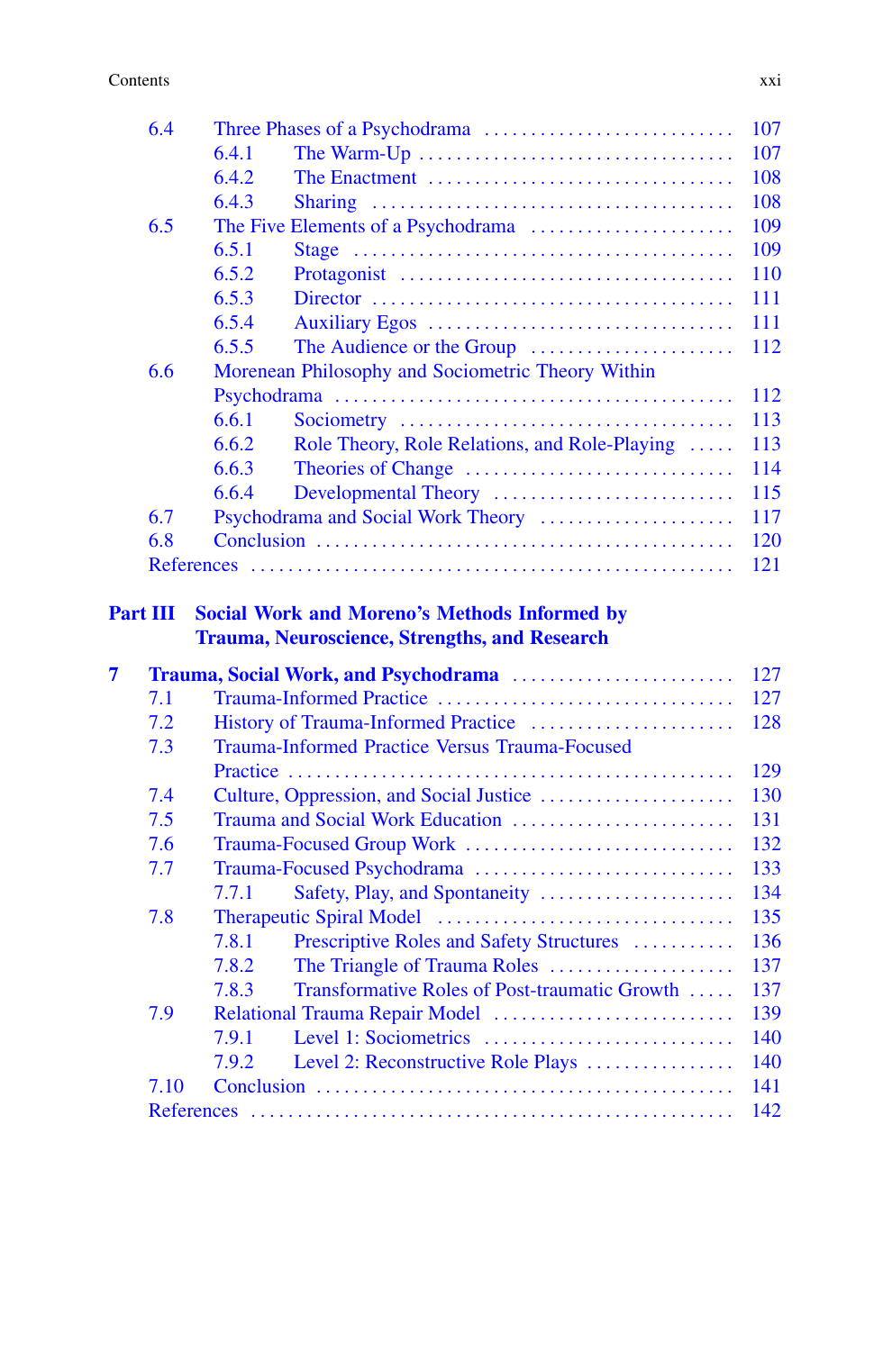6.4 Three Phases of a Psychodrama ........ 107
   6.4.1 The Warm-Up ........ 107
   6.4.2 The Enactment ........ 108
   6.4.3 Sharing ........ 108
6.5 The Five Elements of a Psychodrama ........ 109
   6.5.1 Stage ........ 109
   6.5.2 Protagonist ........ 110
   6.5.3 Director ........ 111
   6.5.4 Auxiliary Egos ........ 111
   6.5.5 The Audience or the Group ........ 112
6.6 Morenean Philosophy and Sociometric Theory Within Psychodrama ........ 112
   6.6.1 Sociometry ........ 113
   6.6.2 Role Theory, Role Relations, and Role-Playing ........ 113
   6.6.3 Theories of Change ........ 114
   6.6.4 Developmental Theory ........ 115
6.7 Psychodrama and Social Work Theory ........ 117
6.8 Conclusion ........ 120
References ........ 121

**Part III Social Work and Moreno's Methods Informed by Trauma, Neuroscience, Strengths, and Research**

**7 Trauma, Social Work, and Psychodrama ........ 127**
7.1 Trauma-Informed Practice ........ 127
7.2 History of Trauma-Informed Practice ........ 128
7.3 Trauma-Informed Practice Versus Trauma-Focused Practice ........ 129
7.4 Culture, Oppression, and Social Justice ........ 130
7.5 Trauma and Social Work Education ........ 131
7.6 Trauma-Focused Group Work ........ 132
7.7 Trauma-Focused Psychodrama ........ 133
   7.7.1 Safety, Play, and Spontaneity ........ 134
7.8 Therapeutic Spiral Model ........ 135
   7.8.1 Prescriptive Roles and Safety Structures ........ 136
   7.8.2 The Triangle of Trauma Roles ........ 137
   7.8.3 Transformative Roles of Post-traumatic Growth ........ 137
7.9 Relational Trauma Repair Model ........ 139
   7.9.1 Level 1: Sociometrics ........ 140
   7.9.2 Level 2: Reconstructive Role Plays ........ 140
7.10 Conclusion ........ 141
References ........ 142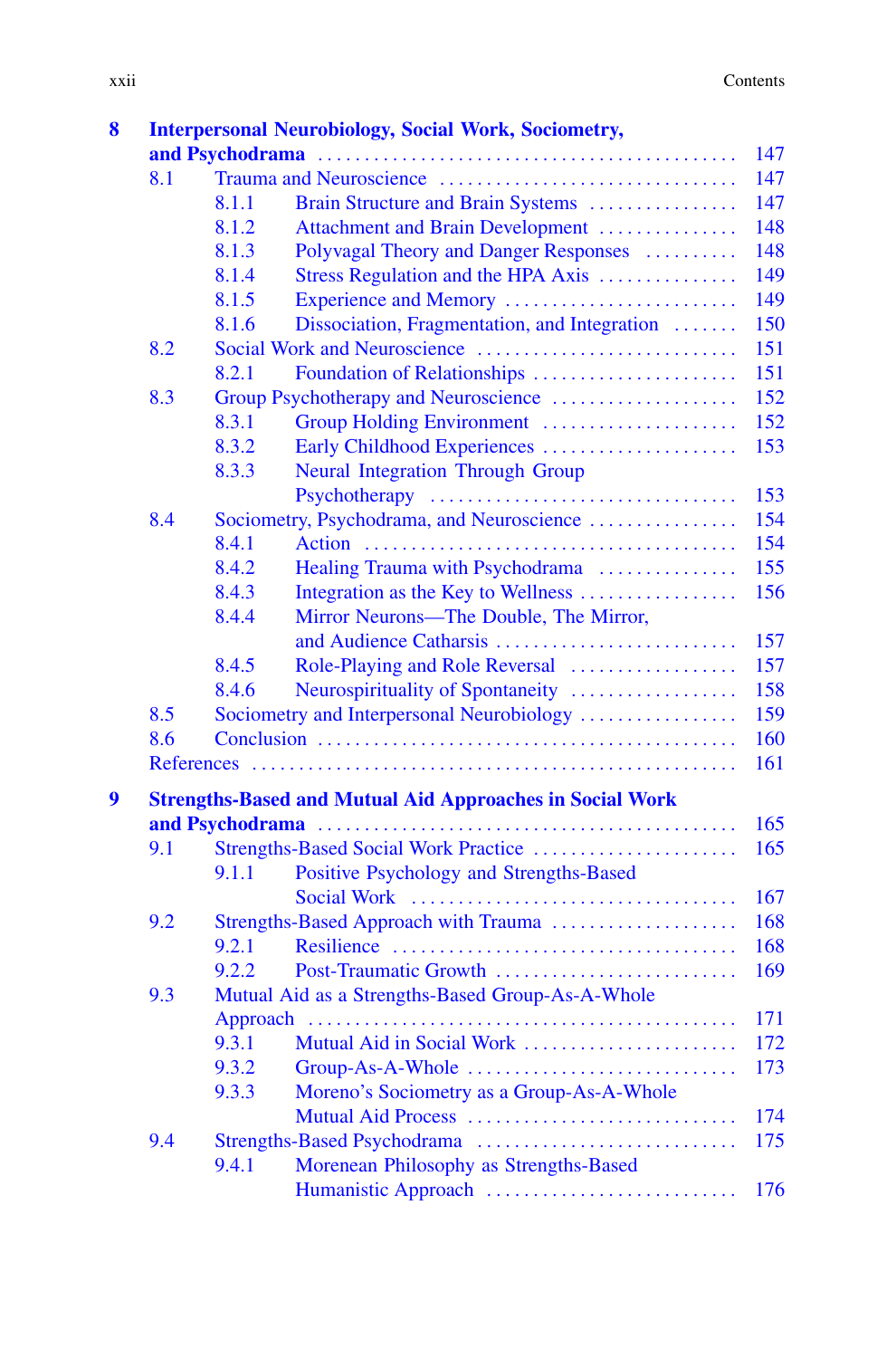**8 Interpersonal Neurobiology, Social Work, Sociometry, and Psychodrama** ........ 147

- 8.1 Trauma and Neuroscience ........ 147
  - 8.1.1 Brain Structure and Brain Systems ........ 147
  - 8.1.2 Attachment and Brain Development ........ 148
  - 8.1.3 Polyvagal Theory and Danger Responses ........ 148
  - 8.1.4 Stress Regulation and the HPA Axis ........ 149
  - 8.1.5 Experience and Memory ........ 149
  - 8.1.6 Dissociation, Fragmentation, and Integration ........ 150
- 8.2 Social Work and Neuroscience ........ 151
  - 8.2.1 Foundation of Relationships ........ 151
- 8.3 Group Psychotherapy and Neuroscience ........ 152
  - 8.3.1 Group Holding Environment ........ 152
  - 8.3.2 Early Childhood Experiences ........ 153
  - 8.3.3 Neural Integration Through Group Psychotherapy ........ 153
- 8.4 Sociometry, Psychodrama, and Neuroscience ........ 154
  - 8.4.1 Action ........ 154
  - 8.4.2 Healing Trauma with Psychodrama ........ 155
  - 8.4.3 Integration as the Key to Wellness ........ 156
  - 8.4.4 Mirror Neurons—The Double, The Mirror, and Audience Catharsis ........ 157
  - 8.4.5 Role-Playing and Role Reversal ........ 157
  - 8.4.6 Neurospirituality of Spontaneity ........ 158
- 8.5 Sociometry and Interpersonal Neurobiology ........ 159
- 8.6 Conclusion ........ 160
- References ........ 161

**9 Strengths-Based and Mutual Aid Approaches in Social Work and Psychodrama** ........ 165

- 9.1 Strengths-Based Social Work Practice ........ 165
  - 9.1.1 Positive Psychology and Strengths-Based Social Work ........ 167
- 9.2 Strengths-Based Approach with Trauma ........ 168
  - 9.2.1 Resilience ........ 168
  - 9.2.2 Post-Traumatic Growth ........ 169
- 9.3 Mutual Aid as a Strengths-Based Group-As-A-Whole Approach ........ 171
  - 9.3.1 Mutual Aid in Social Work ........ 172
  - 9.3.2 Group-As-A-Whole ........ 173
  - 9.3.3 Moreno's Sociometry as a Group-As-A-Whole Mutual Aid Process ........ 174
- 9.4 Strengths-Based Psychodrama ........ 175
  - 9.4.1 Morenean Philosophy as Strengths-Based Humanistic Approach ........ 176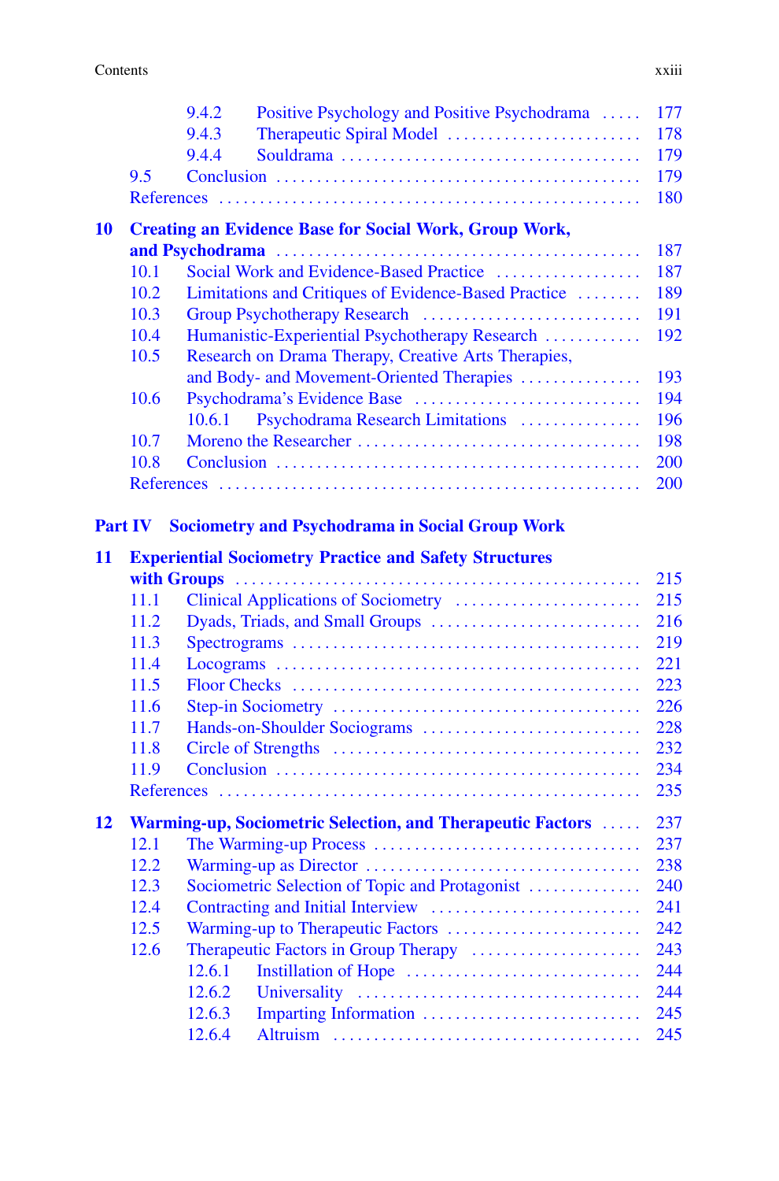- 9.4.2 Positive Psychology and Positive Psychodrama ..... 177
- 9.4.3 Therapeutic Spiral Model ..... 178
- 9.4.4 Souldrama ..... 179
- 9.5 Conclusion ..... 179
- References ..... 180

**10 Creating an Evidence Base for Social Work, Group Work, and Psychodrama** ..... 187
- 10.1 Social Work and Evidence-Based Practice ..... 187
- 10.2 Limitations and Critiques of Evidence-Based Practice ..... 189
- 10.3 Group Psychotherapy Research ..... 191
- 10.4 Humanistic-Experiential Psychotherapy Research ..... 192
- 10.5 Research on Drama Therapy, Creative Arts Therapies, and Body- and Movement-Oriented Therapies ..... 193
- 10.6 Psychodrama's Evidence Base ..... 194
  - 10.6.1 Psychodrama Research Limitations ..... 196
- 10.7 Moreno the Researcher ..... 198
- 10.8 Conclusion ..... 200
- References ..... 200

**Part IV Sociometry and Psychodrama in Social Group Work**

**11 Experiential Sociometry Practice and Safety Structures with Groups** ..... 215
- 11.1 Clinical Applications of Sociometry ..... 215
- 11.2 Dyads, Triads, and Small Groups ..... 216
- 11.3 Spectrograms ..... 219
- 11.4 Locograms ..... 221
- 11.5 Floor Checks ..... 223
- 11.6 Step-in Sociometry ..... 226
- 11.7 Hands-on-Shoulder Sociograms ..... 228
- 11.8 Circle of Strengths ..... 232
- 11.9 Conclusion ..... 234
- References ..... 235

**12 Warming-up, Sociometric Selection, and Therapeutic Factors** ..... 237
- 12.1 The Warming-up Process ..... 237
- 12.2 Warming-up as Director ..... 238
- 12.3 Sociometric Selection of Topic and Protagonist ..... 240
- 12.4 Contracting and Initial Interview ..... 241
- 12.5 Warming-up to Therapeutic Factors ..... 242
- 12.6 Therapeutic Factors in Group Therapy ..... 243
  - 12.6.1 Instillation of Hope ..... 244
  - 12.6.2 Universality ..... 244
  - 12.6.3 Imparting Information ..... 245
  - 12.6.4 Altruism ..... 245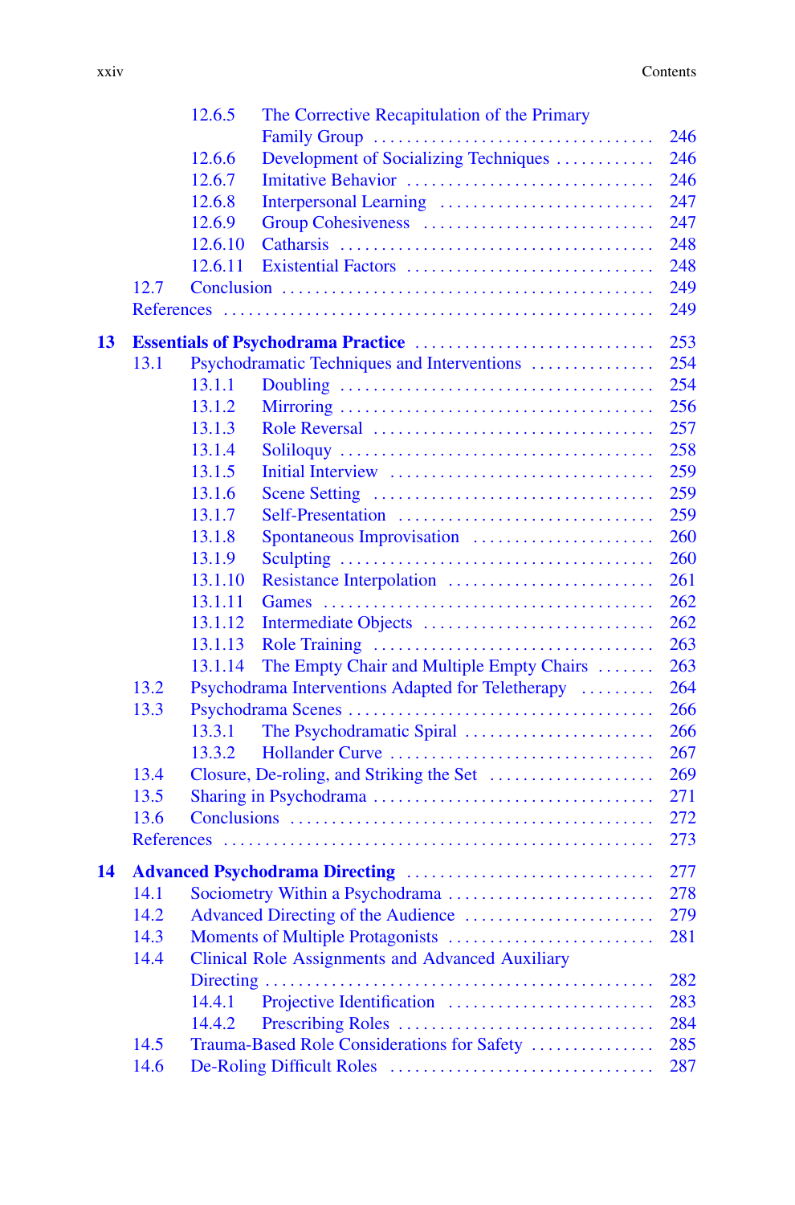12.6.5 The Corrective Recapitulation of the Primary Family Group ... 246
12.6.6 Development of Socializing Techniques ... 246
12.6.7 Imitative Behavior ... 246
12.6.8 Interpersonal Learning ... 247
12.6.9 Group Cohesiveness ... 247
12.6.10 Catharsis ... 248
12.6.11 Existential Factors ... 248
12.7 Conclusion ... 249
References ... 249

**13 Essentials of Psychodrama Practice ... 253**
13.1 Psychodramatic Techniques and Interventions ... 254
13.1.1 Doubling ... 254
13.1.2 Mirroring ... 256
13.1.3 Role Reversal ... 257
13.1.4 Soliloquy ... 258
13.1.5 Initial Interview ... 259
13.1.6 Scene Setting ... 259
13.1.7 Self-Presentation ... 259
13.1.8 Spontaneous Improvisation ... 260
13.1.9 Sculpting ... 260
13.1.10 Resistance Interpolation ... 261
13.1.11 Games ... 262
13.1.12 Intermediate Objects ... 262
13.1.13 Role Training ... 263
13.1.14 The Empty Chair and Multiple Empty Chairs ... 263
13.2 Psychodrama Interventions Adapted for Teletherapy ... 264
13.3 Psychodrama Scenes ... 266
13.3.1 The Psychodramatic Spiral ... 266
13.3.2 Hollander Curve ... 267
13.4 Closure, De-roling, and Striking the Set ... 269
13.5 Sharing in Psychodrama ... 271
13.6 Conclusions ... 272
References ... 273

**14 Advanced Psychodrama Directing ... 277**
14.1 Sociometry Within a Psychodrama ... 278
14.2 Advanced Directing of the Audience ... 279
14.3 Moments of Multiple Protagonists ... 281
14.4 Clinical Role Assignments and Advanced Auxiliary Directing ... 282
14.4.1 Projective Identification ... 283
14.4.2 Prescribing Roles ... 284
14.5 Trauma-Based Role Considerations for Safety ... 285
14.6 De-Roling Difficult Roles ... 287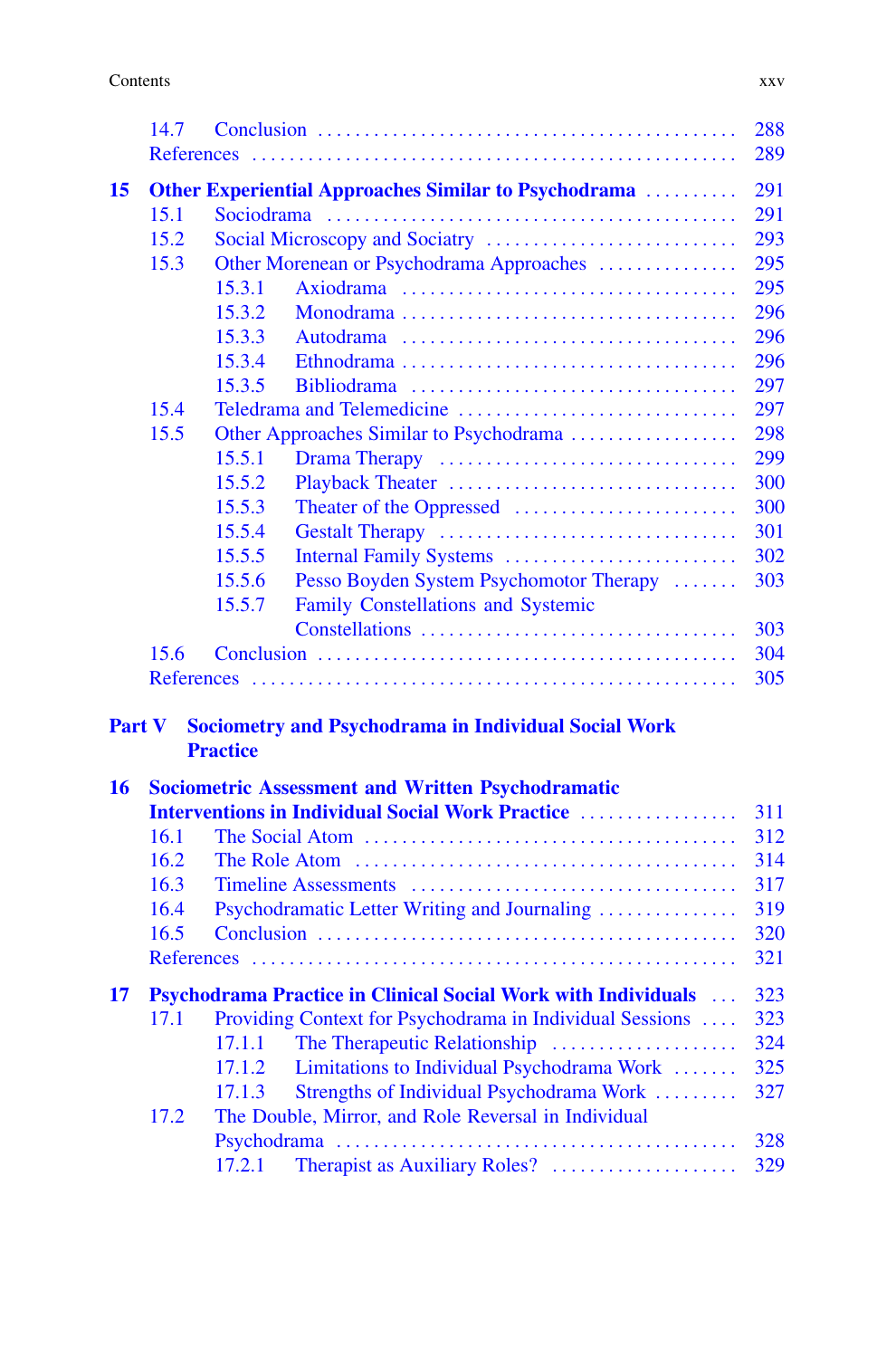14.7 Conclusion ........ 288
References ........ 289

**15 Other Experiential Approaches Similar to Psychodrama ........ 291**
- 15.1 Sociodrama ........ 291
- 15.2 Social Microscopy and Sociatry ........ 293
- 15.3 Other Morenean or Psychodrama Approaches ........ 295
  - 15.3.1 Axiodrama ........ 295
  - 15.3.2 Monodrama ........ 296
  - 15.3.3 Autodrama ........ 296
  - 15.3.4 Ethnodrama ........ 296
  - 15.3.5 Bibliodrama ........ 297
- 15.4 Teledrama and Telemedicine ........ 297
- 15.5 Other Approaches Similar to Psychodrama ........ 298
  - 15.5.1 Drama Therapy ........ 299
  - 15.5.2 Playback Theater ........ 300
  - 15.5.3 Theater of the Oppressed ........ 300
  - 15.5.4 Gestalt Therapy ........ 301
  - 15.5.5 Internal Family Systems ........ 302
  - 15.5.6 Pesso Boyden System Psychomotor Therapy ........ 303
  - 15.5.7 Family Constellations and Systemic Constellations ........ 303
- 15.6 Conclusion ........ 304
- References ........ 305

**Part V Sociometry and Psychodrama in Individual Social Work Practice**

**16 Sociometric Assessment and Written Psychodramatic Interventions in Individual Social Work Practice ........ 311**
- 16.1 The Social Atom ........ 312
- 16.2 The Role Atom ........ 314
- 16.3 Timeline Assessments ........ 317
- 16.4 Psychodramatic Letter Writing and Journaling ........ 319
- 16.5 Conclusion ........ 320
- References ........ 321

**17 Psychodrama Practice in Clinical Social Work with Individuals ........ 323**
- 17.1 Providing Context for Psychodrama in Individual Sessions ........ 323
  - 17.1.1 The Therapeutic Relationship ........ 324
  - 17.1.2 Limitations to Individual Psychodrama Work ........ 325
  - 17.1.3 Strengths of Individual Psychodrama Work ........ 327
- 17.2 The Double, Mirror, and Role Reversal in Individual Psychodrama ........ 328
  - 17.2.1 Therapist as Auxiliary Roles? ........ 329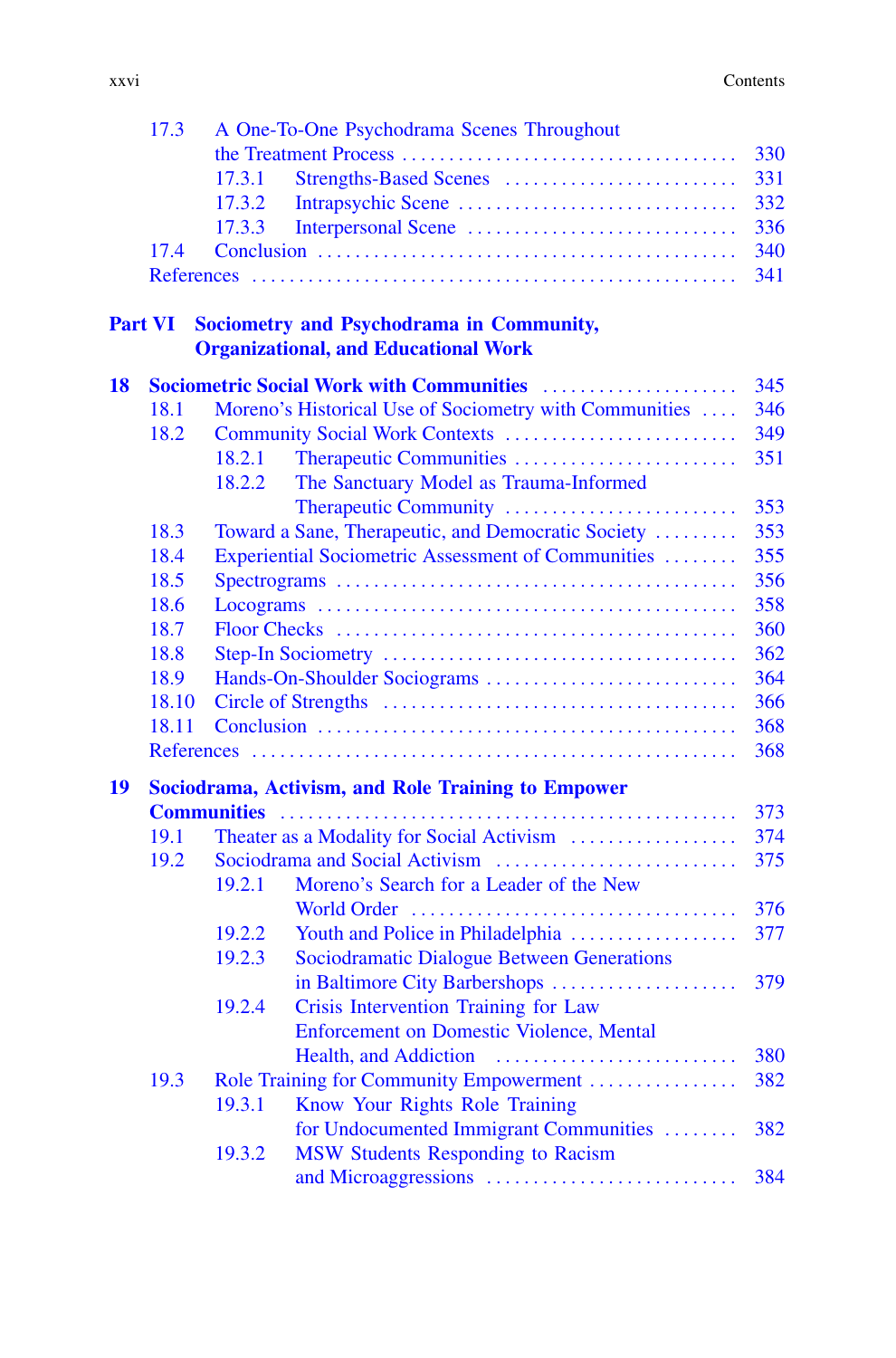17.3 A One-To-One Psychodrama Scenes Throughout the Treatment Process . . . . . . . . . . 330
 17.3.1 Strengths-Based Scenes . . . . . . . . . . 331
 17.3.2 Intrapsychic Scene . . . . . . . . . . 332
 17.3.3 Interpersonal Scene . . . . . . . . . . 336
17.4 Conclusion . . . . . . . . . . 340
References . . . . . . . . . . 341

## Part VI Sociometry and Psychodrama in Community, Organizational, and Educational Work

**18 Sociometric Social Work with Communities . . . . . . . . . . 345**
18.1 Moreno's Historical Use of Sociometry with Communities . . . . 346
18.2 Community Social Work Contexts . . . . . . . . . . 349
 18.2.1 Therapeutic Communities . . . . . . . . . . 351
 18.2.2 The Sanctuary Model as Trauma-Informed Therapeutic Community . . . . . . . . . . 353
18.3 Toward a Sane, Therapeutic, and Democratic Society . . . . . . . . . 353
18.4 Experiential Sociometric Assessment of Communities . . . . . . . . 355
18.5 Spectrograms . . . . . . . . . . 356
18.6 Locograms . . . . . . . . . . 358
18.7 Floor Checks . . . . . . . . . . 360
18.8 Step-In Sociometry . . . . . . . . . . 362
18.9 Hands-On-Shoulder Sociograms . . . . . . . . . . 364
18.10 Circle of Strengths . . . . . . . . . . 366
18.11 Conclusion . . . . . . . . . . 368
References . . . . . . . . . . 368

**19 Sociodrama, Activism, and Role Training to Empower Communities . . . . . . . . . . 373**
19.1 Theater as a Modality for Social Activism . . . . . . . . . . 374
19.2 Sociodrama and Social Activism . . . . . . . . . . 375
 19.2.1 Moreno's Search for a Leader of the New World Order . . . . . . . . . . 376
 19.2.2 Youth and Police in Philadelphia . . . . . . . . . . 377
 19.2.3 Sociodramatic Dialogue Between Generations in Baltimore City Barbershops . . . . . . . . . . 379
 19.2.4 Crisis Intervention Training for Law Enforcement on Domestic Violence, Mental Health, and Addiction . . . . . . . . . . 380
19.3 Role Training for Community Empowerment . . . . . . . . . . 382
 19.3.1 Know Your Rights Role Training for Undocumented Immigrant Communities . . . . . . . . 382
 19.3.2 MSW Students Responding to Racism and Microaggressions . . . . . . . . . . 384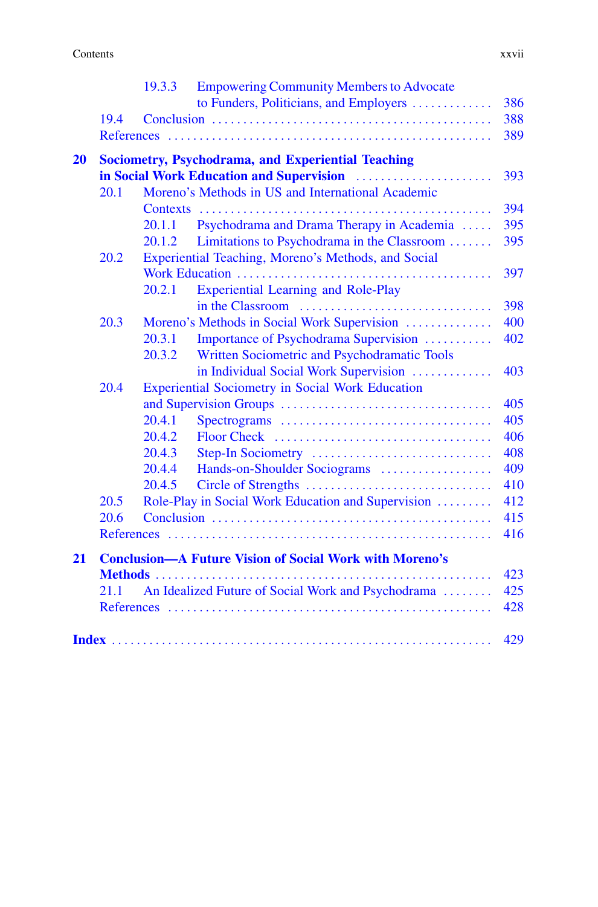19.3.3 Empowering Community Members to Advocate to Funders, Politicians, and Employers ............ 386
19.4 Conclusion ............ 388
References ............ 389

**20 Sociometry, Psychodrama, and Experiential Teaching in Social Work Education and Supervision** ............ 393
20.1 Moreno's Methods in US and International Academic Contexts ............ 394
20.1.1 Psychodrama and Drama Therapy in Academia ..... 395
20.1.2 Limitations to Psychodrama in the Classroom ....... 395
20.2 Experiential Teaching, Moreno's Methods, and Social Work Education ............ 397
20.2.1 Experiential Learning and Role-Play in the Classroom ............ 398
20.3 Moreno's Methods in Social Work Supervision ............ 400
20.3.1 Importance of Psychodrama Supervision ............ 402
20.3.2 Written Sociometric and Psychodramatic Tools in Individual Social Work Supervision ............ 403
20.4 Experiential Sociometry in Social Work Education and Supervision Groups ............ 405
20.4.1 Spectrograms ............ 405
20.4.2 Floor Check ............ 406
20.4.3 Step-In Sociometry ............ 408
20.4.4 Hands-on-Shoulder Sociograms ............ 409
20.4.5 Circle of Strengths ............ 410
20.5 Role-Play in Social Work Education and Supervision ......... 412
20.6 Conclusion ............ 415
References ............ 416

**21 Conclusion—A Future Vision of Social Work with Moreno's Methods** ............ 423
21.1 An Idealized Future of Social Work and Psychodrama ........ 425
References ............ 428

**Index** ............ 429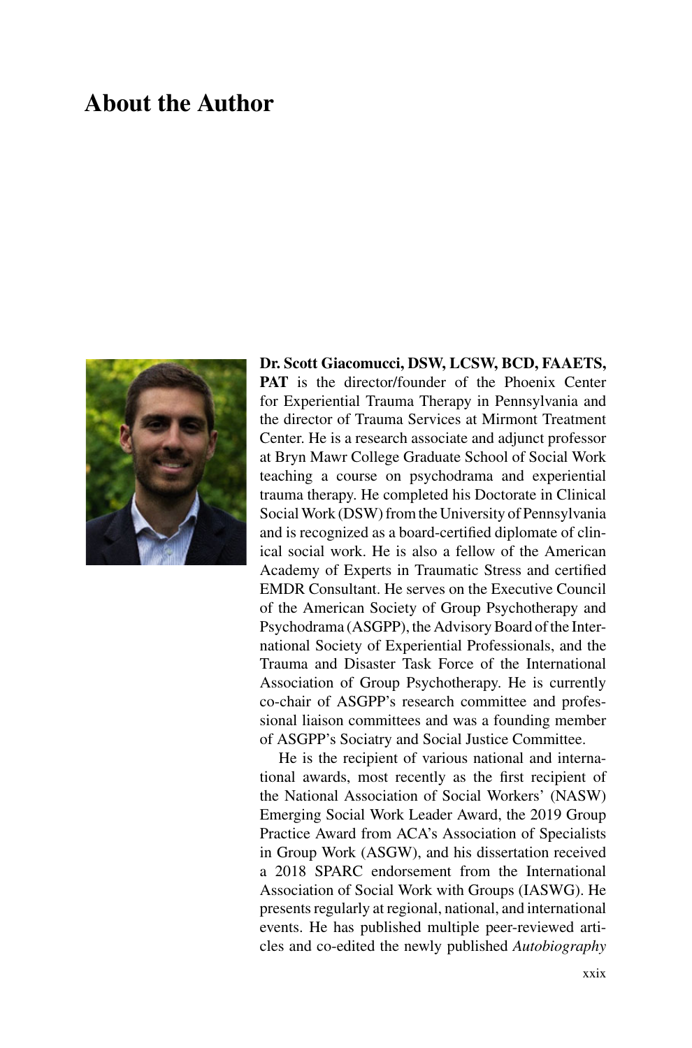# About the Author

**Dr. Scott Giacomucci, DSW, LCSW, BCD, FAAETS, PAT** is the director/founder of the Phoenix Center for Experiential Trauma Therapy in Pennsylvania and the director of Trauma Services at Mirmont Treatment Center. He is a research associate and adjunct professor at Bryn Mawr College Graduate School of Social Work teaching a course on psychodrama and experiential trauma therapy. He completed his Doctorate in Clinical Social Work (DSW) from the University of Pennsylvania and is recognized as a board-certified diplomate of clinical social work. He is also a fellow of the American Academy of Experts in Traumatic Stress and certified EMDR Consultant. He serves on the Executive Council of the American Society of Group Psychotherapy and Psychodrama (ASGPP), the Advisory Board of the International Society of Experiential Professionals, and the Trauma and Disaster Task Force of the International Association of Group Psychotherapy. He is currently co-chair of ASGPP's research committee and professional liaison committees and was a founding member of ASGPP's Sociatry and Social Justice Committee.

He is the recipient of various national and international awards, most recently as the first recipient of the National Association of Social Workers' (NASW) Emerging Social Work Leader Award, the 2019 Group Practice Award from ACA's Association of Specialists in Group Work (ASGW), and his dissertation received a 2018 SPARC endorsement from the International Association of Social Work with Groups (IASWG). He presents regularly at regional, national, and international events. He has published multiple peer-reviewed articles and co-edited the newly published *Autobiography*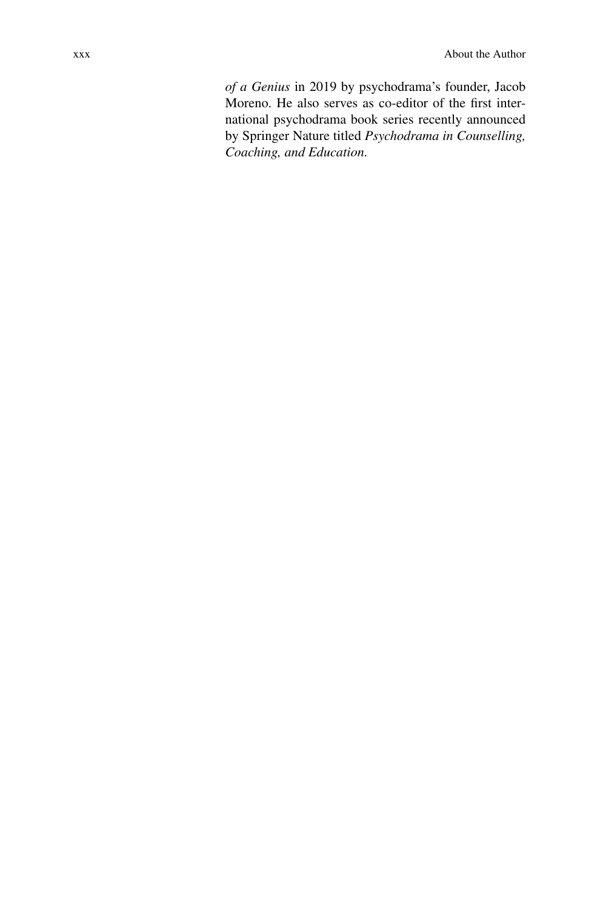*of a Genius* in 2019 by psychodrama's founder, Jacob Moreno. He also serves as co-editor of the first international psychodrama book series recently announced by Springer Nature titled *Psychodrama in Counselling, Coaching, and Education.*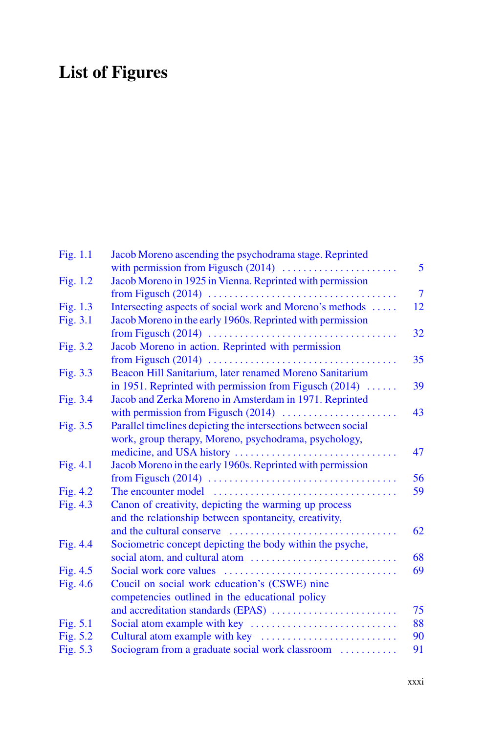# List of Figures

| | | |
|---|---|---|
| Fig. 1.1 | Jacob Moreno ascending the psychodrama stage. Reprinted with permission from Figusch (2014) | 5 |
| Fig. 1.2 | Jacob Moreno in 1925 in Vienna. Reprinted with permission from Figusch (2014) | 7 |
| Fig. 1.3 | Intersecting aspects of social work and Moreno's methods | 12 |
| Fig. 3.1 | Jacob Moreno in the early 1960s. Reprinted with permission from Figusch (2014) | 32 |
| Fig. 3.2 | Jacob Moreno in action. Reprinted with permission from Figusch (2014) | 35 |
| Fig. 3.3 | Beacon Hill Sanitarium, later renamed Moreno Sanitarium in 1951. Reprinted with permission from Figusch (2014) | 39 |
| Fig. 3.4 | Jacob and Zerka Moreno in Amsterdam in 1971. Reprinted with permission from Figusch (2014) | 43 |
| Fig. 3.5 | Parallel timelines depicting the intersections between social work, group therapy, Moreno, psychodrama, psychology, medicine, and USA history | 47 |
| Fig. 4.1 | Jacob Moreno in the early 1960s. Reprinted with permission from Figusch (2014) | 56 |
| Fig. 4.2 | The encounter model | 59 |
| Fig. 4.3 | Canon of creativity, depicting the warming up process and the relationship between spontaneity, creativity, and the cultural conserve | 62 |
| Fig. 4.4 | Sociometric concept depicting the body within the psyche, social atom, and cultural atom | 68 |
| Fig. 4.5 | Social work core values | 69 |
| Fig. 4.6 | Coucil on social work education's (CSWE) nine competencies outlined in the educational policy and accreditation standards (EPAS) | 75 |
| Fig. 5.1 | Social atom example with key | 88 |
| Fig. 5.2 | Cultural atom example with key | 90 |
| Fig. 5.3 | Sociogram from a graduate social work classroom | 91 |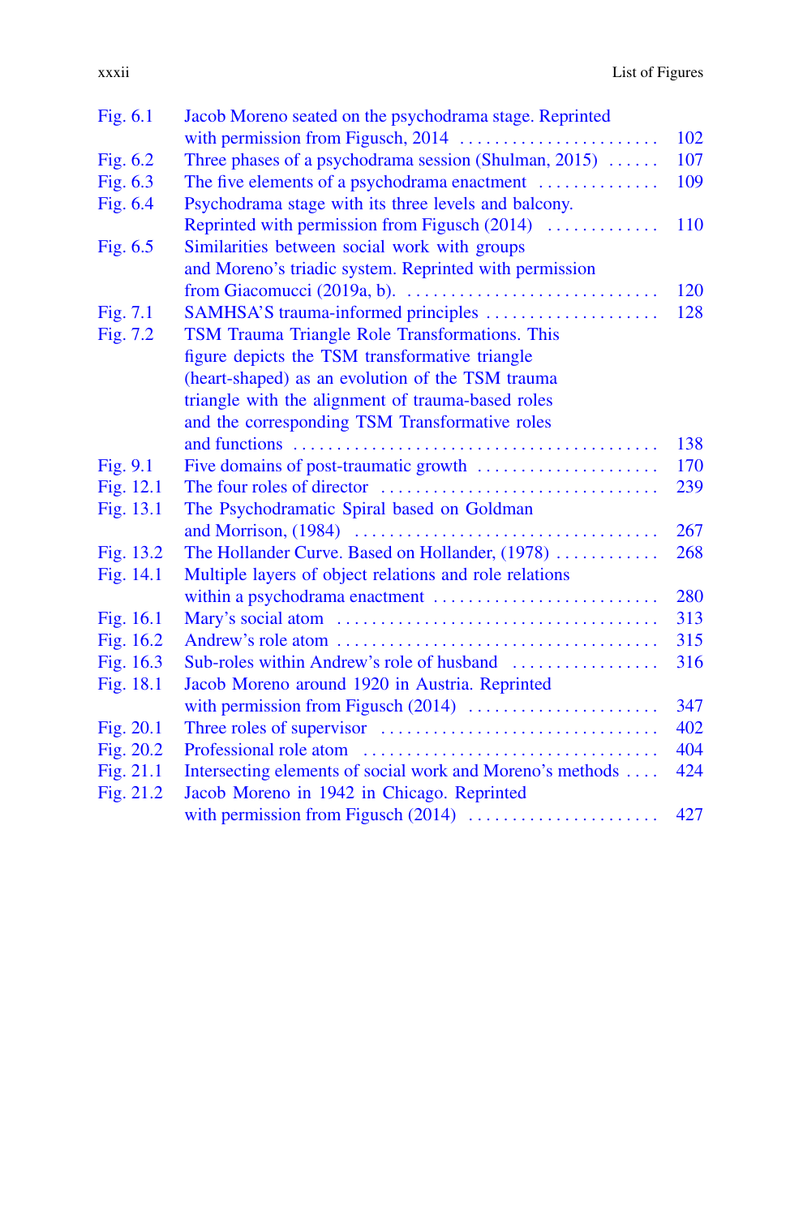| | | |
|---|---|---|
| Fig. 6.1 | Jacob Moreno seated on the psychodrama stage. Reprinted with permission from Figusch, 2014 | 102 |
| Fig. 6.2 | Three phases of a psychodrama session (Shulman, 2015) | 107 |
| Fig. 6.3 | The five elements of a psychodrama enactment | 109 |
| Fig. 6.4 | Psychodrama stage with its three levels and balcony. Reprinted with permission from Figusch (2014) | 110 |
| Fig. 6.5 | Similarities between social work with groups and Moreno's triadic system. Reprinted with permission from Giacomucci (2019a, b). | 120 |
| Fig. 7.1 | SAMHSA'S trauma-informed principles | 128 |
| Fig. 7.2 | TSM Trauma Triangle Role Transformations. This figure depicts the TSM transformative triangle (heart-shaped) as an evolution of the TSM trauma triangle with the alignment of trauma-based roles and the corresponding TSM Transformative roles and functions | 138 |
| Fig. 9.1 | Five domains of post-traumatic growth | 170 |
| Fig. 12.1 | The four roles of director | 239 |
| Fig. 13.1 | The Psychodramatic Spiral based on Goldman and Morrison, (1984) | 267 |
| Fig. 13.2 | The Hollander Curve. Based on Hollander, (1978) | 268 |
| Fig. 14.1 | Multiple layers of object relations and role relations within a psychodrama enactment | 280 |
| Fig. 16.1 | Mary's social atom | 313 |
| Fig. 16.2 | Andrew's role atom | 315 |
| Fig. 16.3 | Sub-roles within Andrew's role of husband | 316 |
| Fig. 18.1 | Jacob Moreno around 1920 in Austria. Reprinted with permission from Figusch (2014) | 347 |
| Fig. 20.1 | Three roles of supervisor | 402 |
| Fig. 20.2 | Professional role atom | 404 |
| Fig. 21.1 | Intersecting elements of social work and Moreno's methods | 424 |
| Fig. 21.2 | Jacob Moreno in 1942 in Chicago. Reprinted with permission from Figusch (2014) | 427 |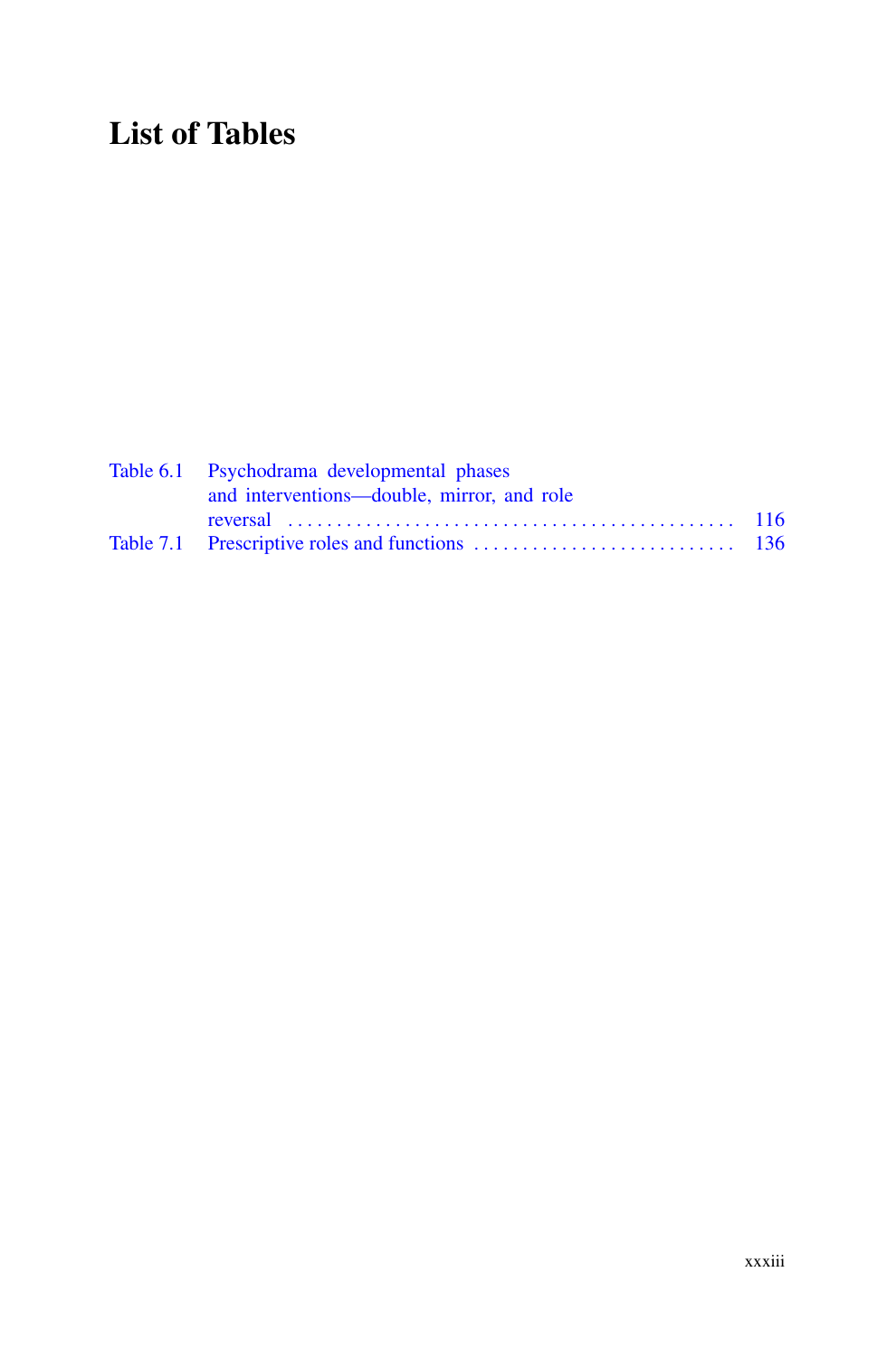# List of Tables

Table 6.1 Psychodrama developmental phases and interventions—double, mirror, and role reversal ..... 116

Table 7.1 Prescriptive roles and functions ..... 136